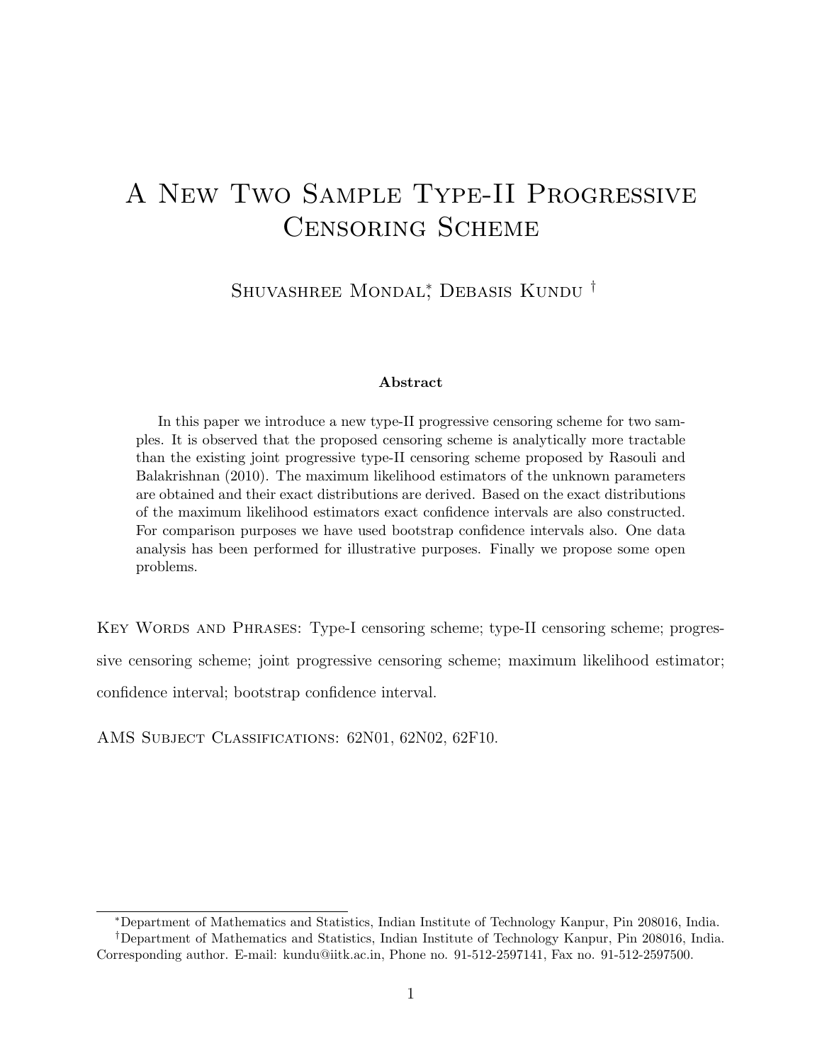# A New Two Sample Type-II Progressive Censoring Scheme

Shuvashree Mondal[*], Debasis Kundu [†]

**Abstract**

In this paper we introduce a new type-II progressive censoring scheme for two samples. It is observed that the proposed censoring scheme is analytically more tractable than the existing joint progressive type-II censoring scheme proposed by Rasouli and Balakrishnan (2010). The maximum likelihood estimators of the unknown parameters are obtained and their exact distributions are derived. Based on the exact distributions of the maximum likelihood estimators exact confidence intervals are also constructed. For comparison purposes we have used bootstrap confidence intervals also. One data analysis has been performed for illustrative purposes. Finally we propose some open problems.

Key Words and Phrases: Type-I censoring scheme; type-II censoring scheme; progressive censoring scheme; joint progressive censoring scheme; maximum likelihood estimator; confidence interval; bootstrap confidence interval.

AMS Subject Classifications: 62N01, 62N02, 62F10.

[*]Department of Mathematics and Statistics, Indian Institute of Technology Kanpur, Pin 208016, India.

[†]Department of Mathematics and Statistics, Indian Institute of Technology Kanpur, Pin 208016, India. Corresponding author. E-mail: kundu@iitk.ac.in, Phone no. 91-512-2597141, Fax no. 91-512-2597500.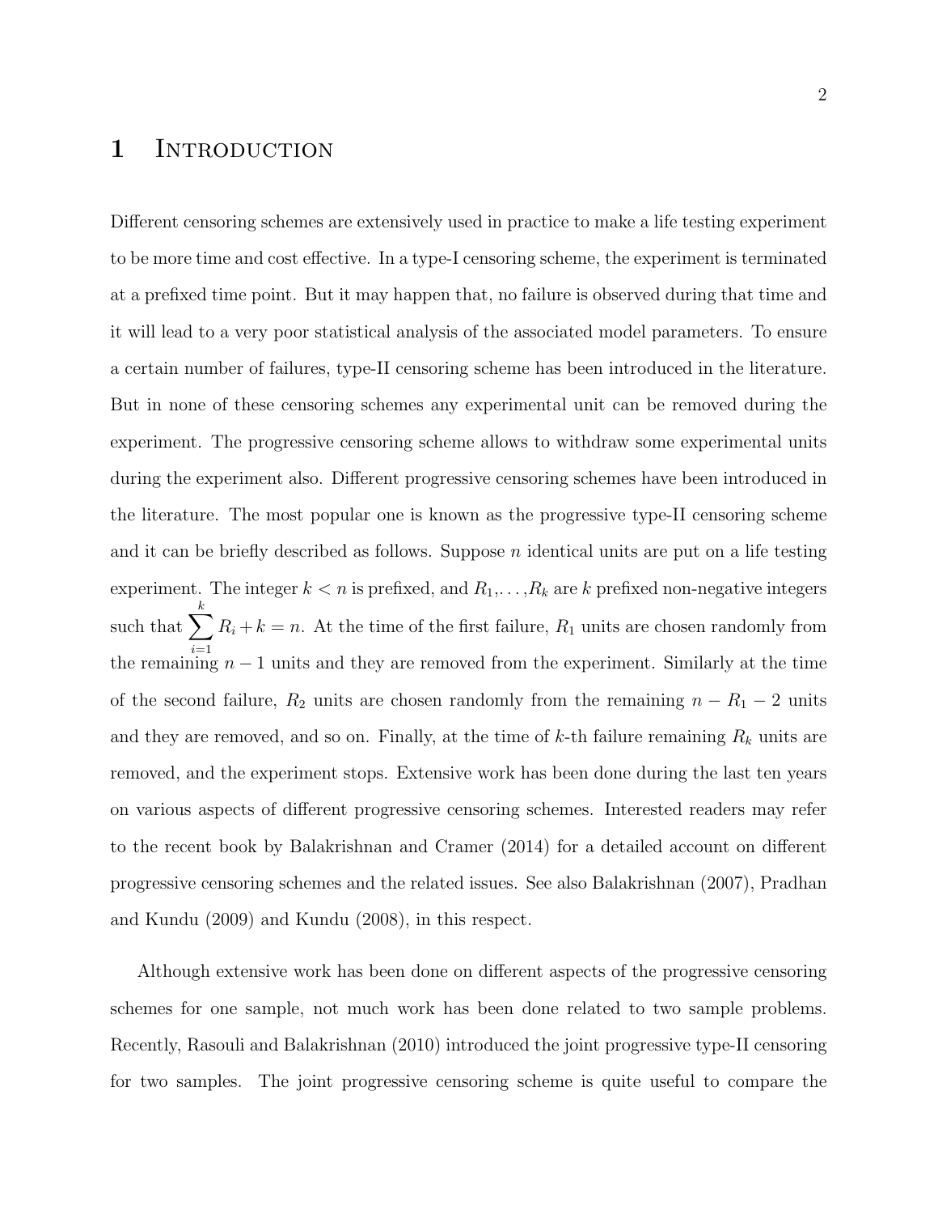# 1 Introduction

Different censoring schemes are extensively used in practice to make a life testing experiment to be more time and cost effective. In a type-I censoring scheme, the experiment is terminated at a prefixed time point. But it may happen that, no failure is observed during that time and it will lead to a very poor statistical analysis of the associated model parameters. To ensure a certain number of failures, type-II censoring scheme has been introduced in the literature. But in none of these censoring schemes any experimental unit can be removed during the experiment. The progressive censoring scheme allows to withdraw some experimental units during the experiment also. Different progressive censoring schemes have been introduced in the literature. The most popular one is known as the progressive type-II censoring scheme and it can be briefly described as follows. Suppose $n$ identical units are put on a life testing experiment. The integer $k < n$ is prefixed, and $R_1, \ldots, R_k$ are $k$ prefixed non-negative integers such that $\sum_{i=1}^{k} R_i + k = n$. At the time of the first failure, $R_1$ units are chosen randomly from the remaining $n-1$ units and they are removed from the experiment. Similarly at the time of the second failure, $R_2$ units are chosen randomly from the remaining $n - R_1 - 2$ units and they are removed, and so on. Finally, at the time of $k$-th failure remaining $R_k$ units are removed, and the experiment stops. Extensive work has been done during the last ten years on various aspects of different progressive censoring schemes. Interested readers may refer to the recent book by Balakrishnan and Cramer (2014) for a detailed account on different progressive censoring schemes and the related issues. See also Balakrishnan (2007), Pradhan and Kundu (2009) and Kundu (2008), in this respect.

Although extensive work has been done on different aspects of the progressive censoring schemes for one sample, not much work has been done related to two sample problems. Recently, Rasouli and Balakrishnan (2010) introduced the joint progressive type-II censoring for two samples. The joint progressive censoring scheme is quite useful to compare the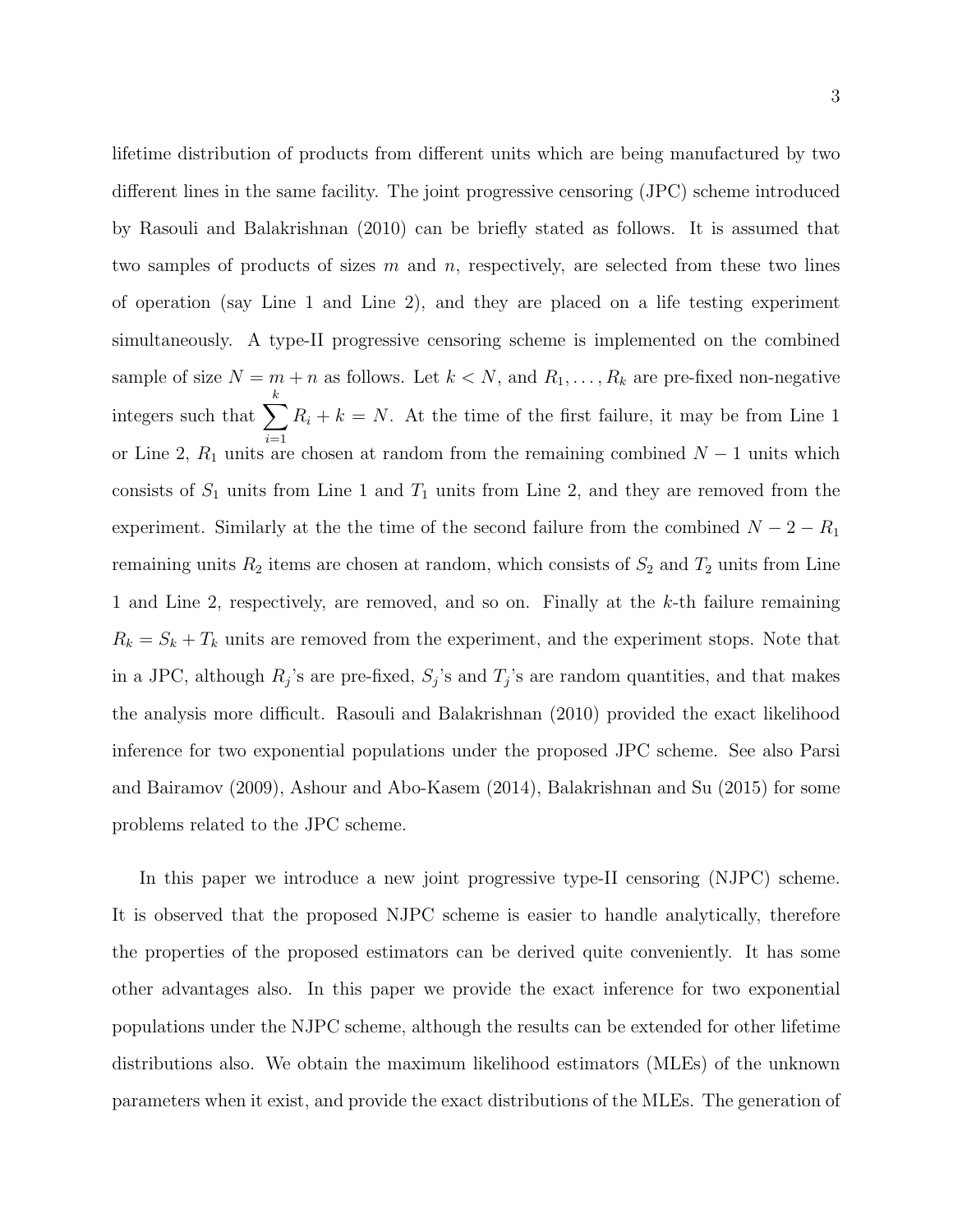lifetime distribution of products from different units which are being manufactured by two different lines in the same facility. The joint progressive censoring (JPC) scheme introduced by Rasouli and Balakrishnan (2010) can be briefly stated as follows. It is assumed that two samples of products of sizes $m$ and $n$, respectively, are selected from these two lines of operation (say Line 1 and Line 2), and they are placed on a life testing experiment simultaneously. A type-II progressive censoring scheme is implemented on the combined sample of size $N = m + n$ as follows. Let $k < N$, and $R_1, \ldots, R_k$ are pre-fixed non-negative integers such that $\displaystyle\sum_{i=1}^{k} R_i + k = N$. At the time of the first failure, it may be from Line 1 or Line 2, $R_1$ units are chosen at random from the remaining combined $N - 1$ units which consists of $S_1$ units from Line 1 and $T_1$ units from Line 2, and they are removed from the experiment. Similarly at the the time of the second failure from the combined $N - 2 - R_1$ remaining units $R_2$ items are chosen at random, which consists of $S_2$ and $T_2$ units from Line 1 and Line 2, respectively, are removed, and so on. Finally at the $k$-th failure remaining $R_k = S_k + T_k$ units are removed from the experiment, and the experiment stops. Note that in a JPC, although $R_j$'s are pre-fixed, $S_j$'s and $T_j$'s are random quantities, and that makes the analysis more difficult. Rasouli and Balakrishnan (2010) provided the exact likelihood inference for two exponential populations under the proposed JPC scheme. See also Parsi and Bairamov (2009), Ashour and Abo-Kasem (2014), Balakrishnan and Su (2015) for some problems related to the JPC scheme.

In this paper we introduce a new joint progressive type-II censoring (NJPC) scheme. It is observed that the proposed NJPC scheme is easier to handle analytically, therefore the properties of the proposed estimators can be derived quite conveniently. It has some other advantages also. In this paper we provide the exact inference for two exponential populations under the NJPC scheme, although the results can be extended for other lifetime distributions also. We obtain the maximum likelihood estimators (MLEs) of the unknown parameters when it exist, and provide the exact distributions of the MLEs. The generation of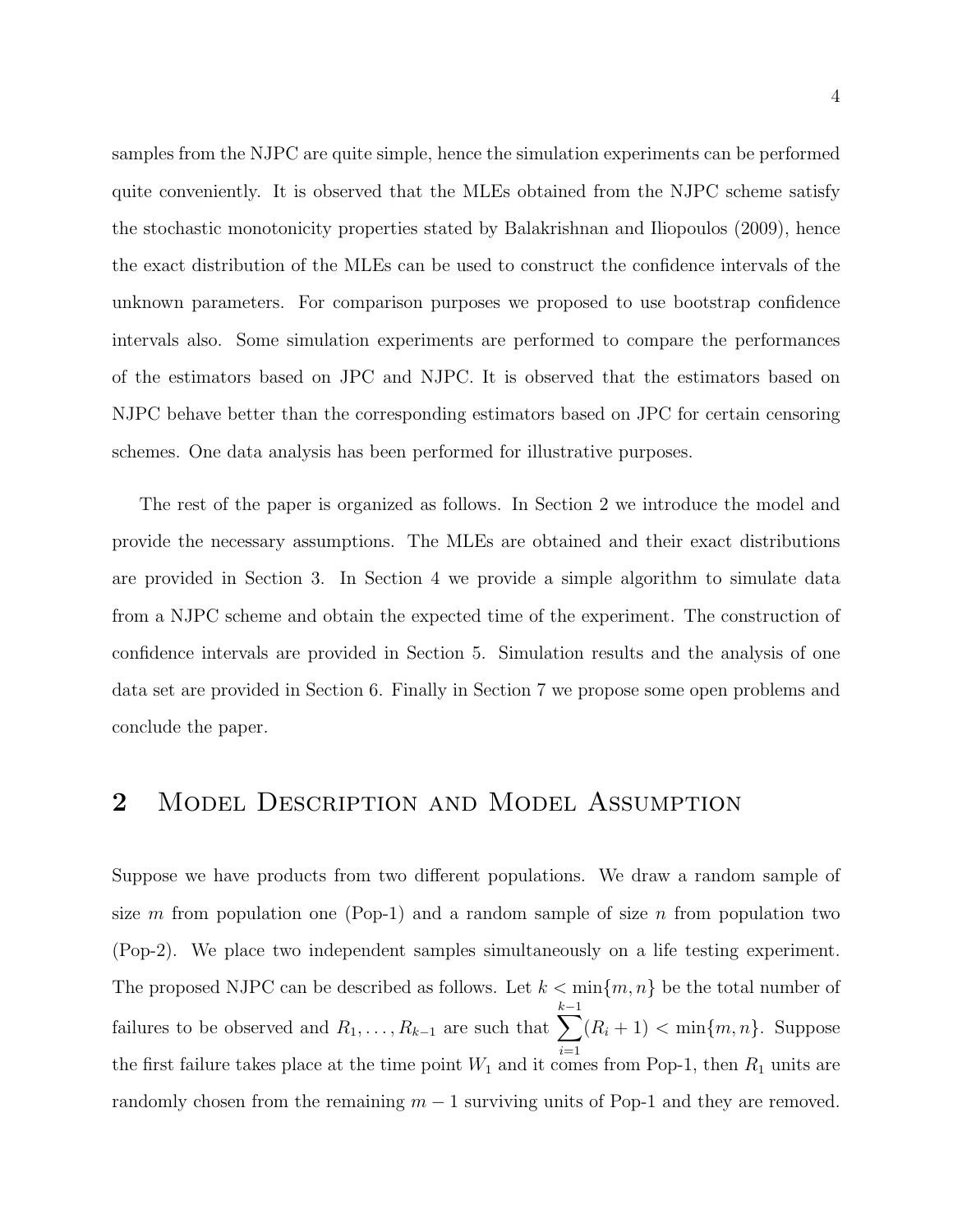samples from the NJPC are quite simple, hence the simulation experiments can be performed quite conveniently. It is observed that the MLEs obtained from the NJPC scheme satisfy the stochastic monotonicity properties stated by Balakrishnan and Iliopoulos (2009), hence the exact distribution of the MLEs can be used to construct the confidence intervals of the unknown parameters. For comparison purposes we proposed to use bootstrap confidence intervals also. Some simulation experiments are performed to compare the performances of the estimators based on JPC and NJPC. It is observed that the estimators based on NJPC behave better than the corresponding estimators based on JPC for certain censoring schemes. One data analysis has been performed for illustrative purposes.

The rest of the paper is organized as follows. In Section 2 we introduce the model and provide the necessary assumptions. The MLEs are obtained and their exact distributions are provided in Section 3. In Section 4 we provide a simple algorithm to simulate data from a NJPC scheme and obtain the expected time of the experiment. The construction of confidence intervals are provided in Section 5. Simulation results and the analysis of one data set are provided in Section 6. Finally in Section 7 we propose some open problems and conclude the paper.

## 2 Model Description and Model Assumption

Suppose we have products from two different populations. We draw a random sample of size $m$ from population one (Pop-1) and a random sample of size $n$ from population two (Pop-2). We place two independent samples simultaneously on a life testing experiment. The proposed NJPC can be described as follows. Let $k < \min\{m, n\}$ be the total number of failures to be observed and $R_1, \ldots, R_{k-1}$ are such that $\sum_{i=1}^{k-1}(R_i + 1) < \min\{m, n\}$. Suppose the first failure takes place at the time point $W_1$ and it comes from Pop-1, then $R_1$ units are randomly chosen from the remaining $m - 1$ surviving units of Pop-1 and they are removed.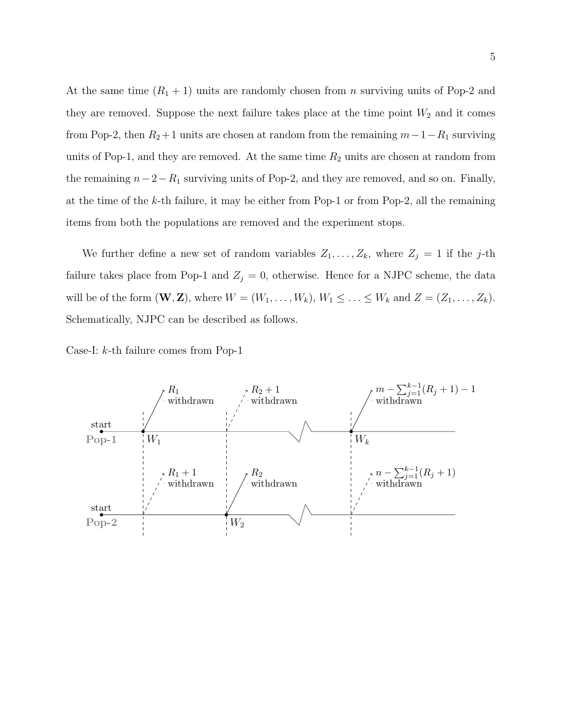At the same time $(R_1 + 1)$ units are randomly chosen from $n$ surviving units of Pop-2 and they are removed. Suppose the next failure takes place at the time point $W_2$ and it comes from Pop-2, then $R_2 + 1$ units are chosen at random from the remaining $m - 1 - R_1$ surviving units of Pop-1, and they are removed. At the same time $R_2$ units are chosen at random from the remaining $n - 2 - R_1$ surviving units of Pop-2, and they are removed, and so on. Finally, at the time of the $k$-th failure, it may be either from Pop-1 or from Pop-2, all the remaining items from both the populations are removed and the experiment stops.

We further define a new set of random variables $Z_1, \ldots, Z_k$, where $Z_j = 1$ if the $j$-th failure takes place from Pop-1 and $Z_j = 0$, otherwise. Hence for a NJPC scheme, the data will be of the form $(\mathbf{W}, \mathbf{Z})$, where $W = (W_1, \ldots, W_k)$, $W_1 \leq \ldots \leq W_k$ and $Z = (Z_1, \ldots, Z_k)$. Schematically, NJPC can be described as follows.

Case-I: $k$-th failure comes from Pop-1

Pop-1: start; at $W_1$: $R_1$ withdrawn; at $W_2$: $R_2 + 1$ withdrawn; at $W_k$: $m - \sum_{j=1}^{k-1}(R_j + 1) - 1$ withdrawn

Pop-2: start; at $W_1$: $R_1 + 1$ withdrawn; at $W_2$: $R_2$ withdrawn; at $W_k$: $n - \sum_{j=1}^{k-1}(R_j + 1)$ withdrawn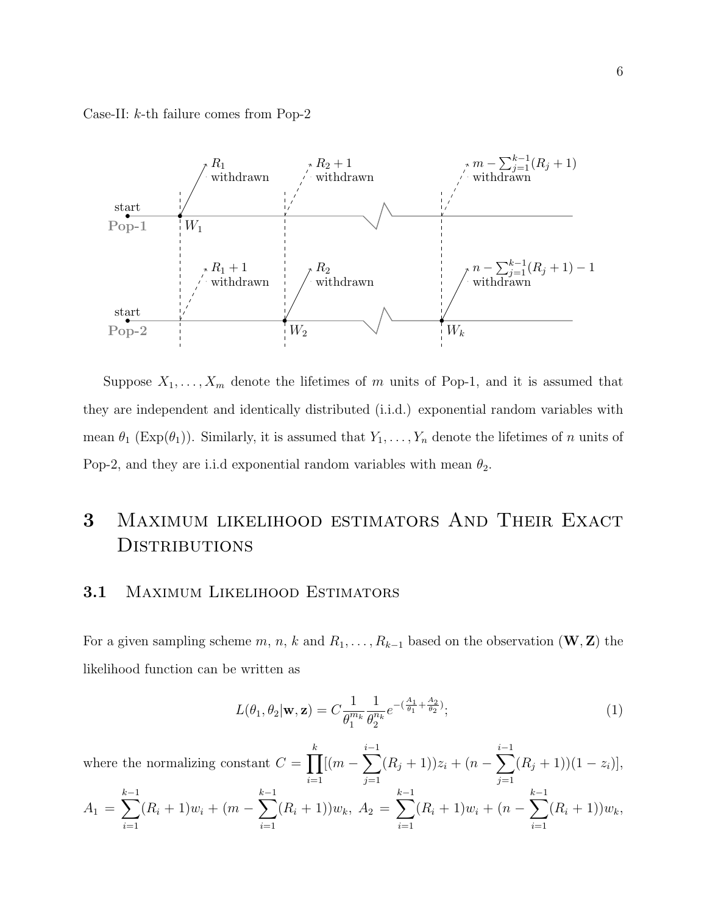Case-II: $k$-th failure comes from Pop-2

Suppose $X_1, \ldots, X_m$ denote the lifetimes of $m$ units of Pop-1, and it is assumed that they are independent and identically distributed (i.i.d.) exponential random variables with mean $\theta_1$ (Exp($\theta_1$)). Similarly, it is assumed that $Y_1, \ldots, Y_n$ denote the lifetimes of $n$ units of Pop-2, and they are i.i.d exponential random variables with mean $\theta_2$.

# 3 Maximum likelihood estimators And Their Exact Distributions

## 3.1 Maximum Likelihood Estimators

For a given sampling scheme $m$, $n$, $k$ and $R_1, \ldots, R_{k-1}$ based on the observation $(\mathbf{W}, \mathbf{Z})$ the likelihood function can be written as

$$L(\theta_1, \theta_2|\mathbf{w}, \mathbf{z}) = C\frac{1}{\theta_1^{m_k}}\frac{1}{\theta_2^{n_k}}e^{-(\frac{A_1}{\theta_1}+\frac{A_2}{\theta_2})}; \tag{1}$$

where the normalizing constant $C = \prod_{i=1}^{k}[(m - \sum_{j=1}^{i-1}(R_j+1))z_i + (n - \sum_{j=1}^{i-1}(R_j+1))(1-z_i)]$, $A_1 = \sum_{i=1}^{k-1}(R_i+1)w_i + (m - \sum_{i=1}^{k-1}(R_i+1))w_k$, $A_2 = \sum_{i=1}^{k-1}(R_i+1)w_i + (n - \sum_{i=1}^{k-1}(R_i+1))w_k$,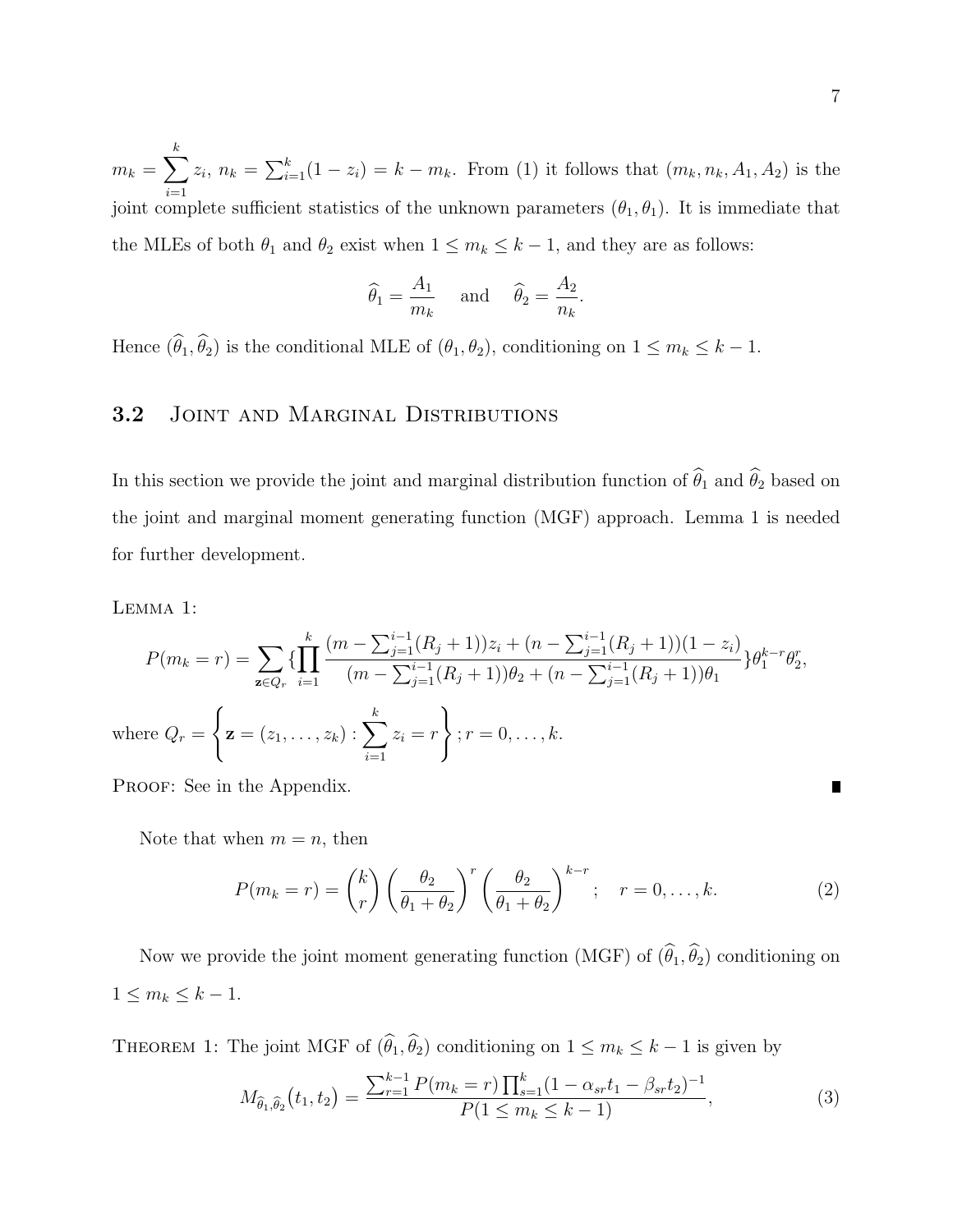$m_k = \sum_{i=1}^{k} z_i$, $n_k = \sum_{i=1}^{k}(1-z_i) = k - m_k$. From (1) it follows that $(m_k, n_k, A_1, A_2)$ is the joint complete sufficient statistics of the unknown parameters $(\theta_1, \theta_1)$. It is immediate that the MLEs of both $\theta_1$ and $\theta_2$ exist when $1 \leq m_k \leq k-1$, and they are as follows:

$$\widehat{\theta}_1 = \frac{A_1}{m_k} \quad \text{and} \quad \widehat{\theta}_2 = \frac{A_2}{n_k}.$$

Hence $(\widehat{\theta}_1, \widehat{\theta}_2)$ is the conditional MLE of $(\theta_1, \theta_2)$, conditioning on $1 \leq m_k \leq k-1$.

## 3.2 Joint and Marginal Distributions

In this section we provide the joint and marginal distribution function of $\widehat{\theta}_1$ and $\widehat{\theta}_2$ based on the joint and marginal moment generating function (MGF) approach. Lemma 1 is needed for further development.

Lemma 1:

$$P(m_k = r) = \sum_{\mathbf{z} \in Q_r} \{\prod_{i=1}^{k} \frac{(m - \sum_{j=1}^{i-1}(R_j+1))z_i + (n - \sum_{j=1}^{i-1}(R_j+1))(1-z_i)}{(m - \sum_{j=1}^{i-1}(R_j+1))\theta_2 + (n - \sum_{j=1}^{i-1}(R_j+1))\theta_1}\}\theta_1^{k-r}\theta_2^{r},$$

where $Q_r = \left\{ \mathbf{z} = (z_1, \ldots, z_k) : \sum_{i=1}^{k} z_i = r \right\}; r = 0, \ldots, k.$

Proof: See in the Appendix. ∎

Note that when $m = n$, then

$$P(m_k = r) = \binom{k}{r}\left(\frac{\theta_2}{\theta_1+\theta_2}\right)^r \left(\frac{\theta_2}{\theta_1+\theta_2}\right)^{k-r}; \quad r = 0, \ldots, k. \tag{2}$$

Now we provide the joint moment generating function (MGF) of $(\widehat{\theta}_1, \widehat{\theta}_2)$ conditioning on $1 \leq m_k \leq k-1$.

Theorem 1: The joint MGF of $(\widehat{\theta}_1, \widehat{\theta}_2)$ conditioning on $1 \leq m_k \leq k-1$ is given by

$$M_{\widehat{\theta}_1, \widehat{\theta}_2}(t_1, t_2) = \frac{\sum_{r=1}^{k-1} P(m_k = r) \prod_{s=1}^{k}(1 - \alpha_{sr}t_1 - \beta_{sr}t_2)^{-1}}{P(1 \leq m_k \leq k-1)}, \tag{3}$$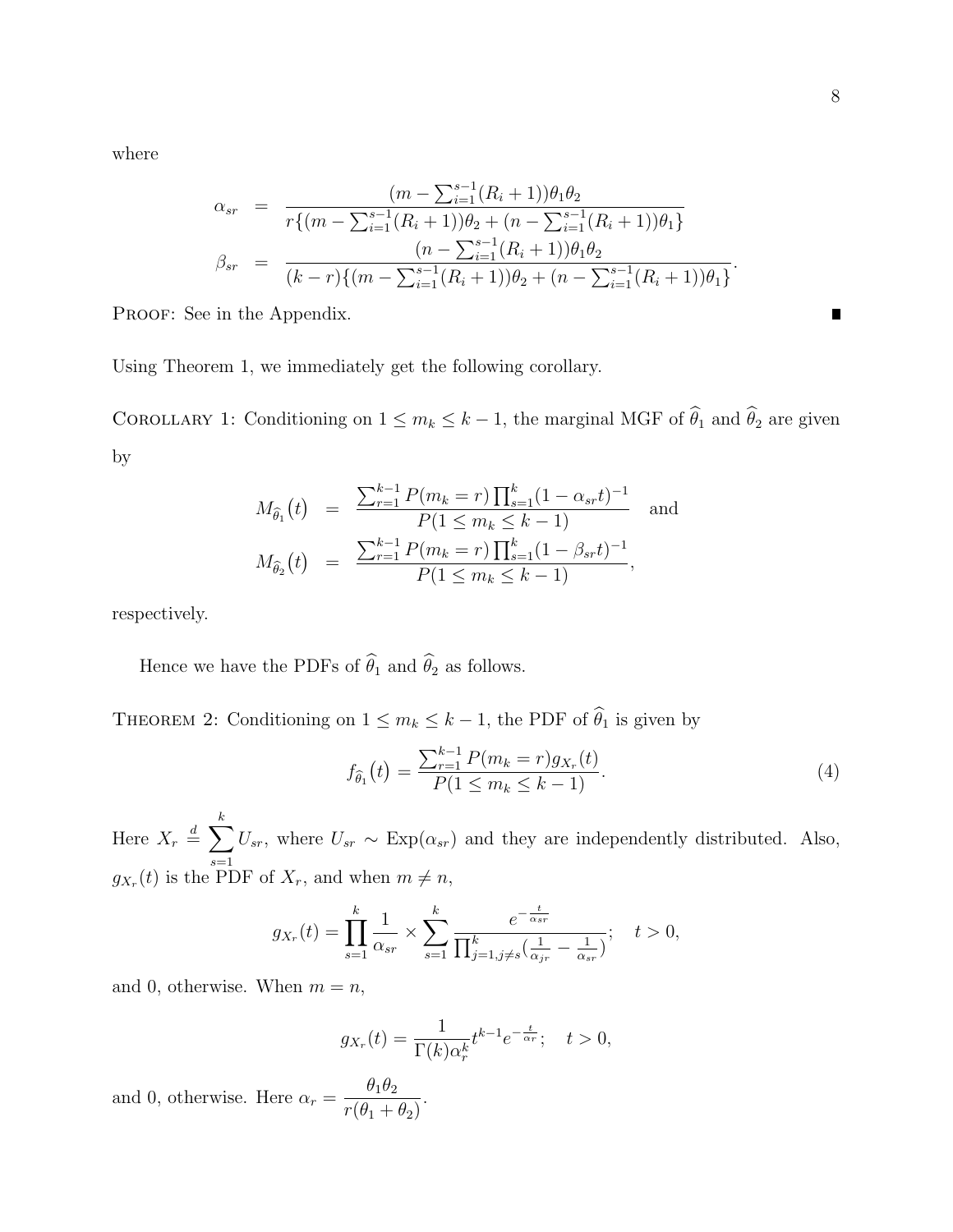where

$$
\begin{aligned}
\alpha_{sr} &= \frac{(m - \sum_{i=1}^{s-1}(R_i+1))\theta_1\theta_2}{r\{(m - \sum_{i=1}^{s-1}(R_i+1))\theta_2 + (n - \sum_{i=1}^{s-1}(R_i+1))\theta_1\}} \\
\beta_{sr} &= \frac{(n - \sum_{i=1}^{s-1}(R_i+1))\theta_1\theta_2}{(k-r)\{(m - \sum_{i=1}^{s-1}(R_i+1))\theta_2 + (n - \sum_{i=1}^{s-1}(R_i+1))\theta_1\}}.
\end{aligned}
$$

PROOF: See in the Appendix. ∎

Using Theorem 1, we immediately get the following corollary.

COROLLARY 1: Conditioning on $1 \leq m_k \leq k-1$, the marginal MGF of $\widehat{\theta}_1$ and $\widehat{\theta}_2$ are given by

$$
\begin{aligned}
M_{\widehat{\theta}_1}(t) &= \frac{\sum_{r=1}^{k-1} P(m_k = r) \prod_{s=1}^{k}(1 - \alpha_{sr}t)^{-1}}{P(1 \leq m_k \leq k-1)} \quad \text{and} \\
M_{\widehat{\theta}_2}(t) &= \frac{\sum_{r=1}^{k-1} P(m_k = r) \prod_{s=1}^{k}(1 - \beta_{sr}t)^{-1}}{P(1 \leq m_k \leq k-1)},
\end{aligned}
$$

respectively.

Hence we have the PDFs of $\widehat{\theta}_1$ and $\widehat{\theta}_2$ as follows.

THEOREM 2: Conditioning on $1 \leq m_k \leq k-1$, the PDF of $\widehat{\theta}_1$ is given by

$$
f_{\widehat{\theta}_1}(t) = \frac{\sum_{r=1}^{k-1} P(m_k = r) g_{X_r}(t)}{P(1 \leq m_k \leq k-1)}. \tag{4}
$$

Here $X_r \stackrel{d}{=} \sum_{s=1}^{k} U_{sr}$, where $U_{sr} \sim \text{Exp}(\alpha_{sr})$ and they are independently distributed. Also, $g_{X_r}(t)$ is the PDF of $X_r$, and when $m \neq n$,

$$
g_{X_r}(t) = \prod_{s=1}^{k} \frac{1}{\alpha_{sr}} \times \sum_{s=1}^{k} \frac{e^{-\frac{t}{\alpha_{sr}}}}{\prod_{j=1, j\neq s}^{k}(\frac{1}{\alpha_{jr}} - \frac{1}{\alpha_{sr}})}; \quad t > 0,
$$

and 0, otherwise. When $m = n$,

$$
g_{X_r}(t) = \frac{1}{\Gamma(k)\alpha_r^k} t^{k-1} e^{-\frac{t}{\alpha_r}}; \quad t > 0,
$$

and 0, otherwise. Here $\alpha_r = \dfrac{\theta_1\theta_2}{r(\theta_1+\theta_2)}$.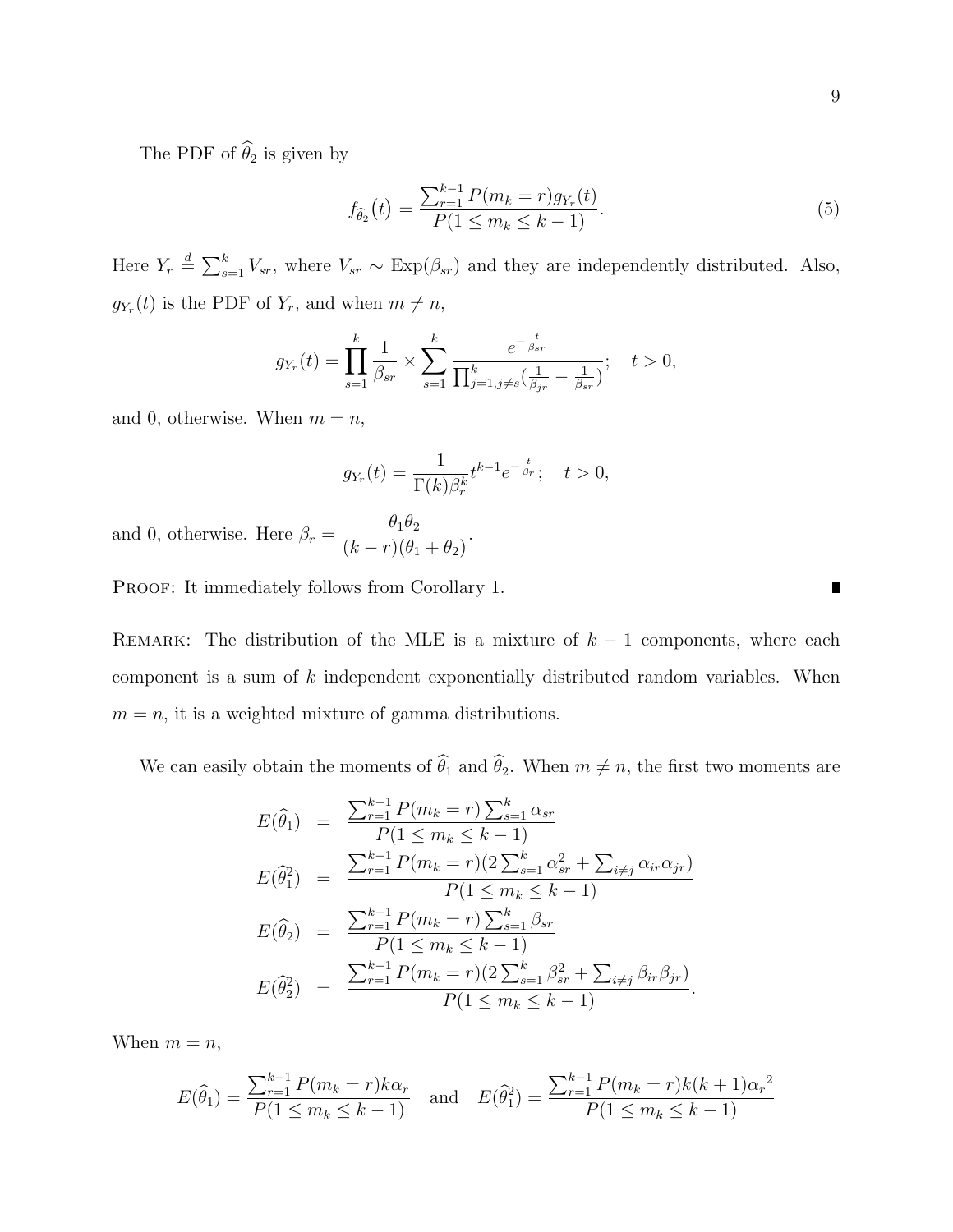The PDF of $\widehat{\theta}_2$ is given by

$$f_{\widehat{\theta}_2}(t) = \frac{\sum_{r=1}^{k-1} P(m_k = r) g_{Y_r}(t)}{P(1 \le m_k \le k-1)}. \tag{5}$$

Here $Y_r \stackrel{d}{=} \sum_{s=1}^{k} V_{sr}$, where $V_{sr} \sim \text{Exp}(\beta_{sr})$ and they are independently distributed. Also, $g_{Y_r}(t)$ is the PDF of $Y_r$, and when $m \neq n$,

$$g_{Y_r}(t) = \prod_{s=1}^{k} \frac{1}{\beta_{sr}} \times \sum_{s=1}^{k} \frac{e^{-\frac{t}{\beta_{sr}}}}{\prod_{j=1, j \neq s}^{k} (\frac{1}{\beta_{jr}} - \frac{1}{\beta_{sr}})}; \quad t > 0,$$

and 0, otherwise. When $m = n$,

$$g_{Y_r}(t) = \frac{1}{\Gamma(k)\beta_r^k} t^{k-1} e^{-\frac{t}{\beta_r}}; \quad t > 0,$$

and 0, otherwise. Here $\beta_r = \dfrac{\theta_1 \theta_2}{(k-r)(\theta_1 + \theta_2)}$.

Proof: It immediately follows from Corollary 1. ∎

Remark: The distribution of the MLE is a mixture of $k-1$ components, where each component is a sum of $k$ independent exponentially distributed random variables. When $m = n$, it is a weighted mixture of gamma distributions.

We can easily obtain the moments of $\widehat{\theta}_1$ and $\widehat{\theta}_2$. When $m \neq n$, the first two moments are

$$\begin{aligned}
E(\widehat{\theta}_1) &= \frac{\sum_{r=1}^{k-1} P(m_k = r) \sum_{s=1}^{k} \alpha_{sr}}{P(1 \le m_k \le k-1)} \\
E(\widehat{\theta}_1^2) &= \frac{\sum_{r=1}^{k-1} P(m_k = r)(2\sum_{s=1}^{k} \alpha_{sr}^2 + \sum_{i \neq j} \alpha_{ir}\alpha_{jr})}{P(1 \le m_k \le k-1)} \\
E(\widehat{\theta}_2) &= \frac{\sum_{r=1}^{k-1} P(m_k = r) \sum_{s=1}^{k} \beta_{sr}}{P(1 \le m_k \le k-1)} \\
E(\widehat{\theta}_2^2) &= \frac{\sum_{r=1}^{k-1} P(m_k = r)(2\sum_{s=1}^{k} \beta_{sr}^2 + \sum_{i \neq j} \beta_{ir}\beta_{jr})}{P(1 \le m_k \le k-1)}.
\end{aligned}$$

When $m = n$,

$$E(\widehat{\theta}_1) = \frac{\sum_{r=1}^{k-1} P(m_k = r) k \alpha_r}{P(1 \le m_k \le k-1)} \quad \text{and} \quad E(\widehat{\theta}_1^2) = \frac{\sum_{r=1}^{k-1} P(m_k = r) k(k+1) {\alpha_r}^2}{P(1 \le m_k \le k-1)}$$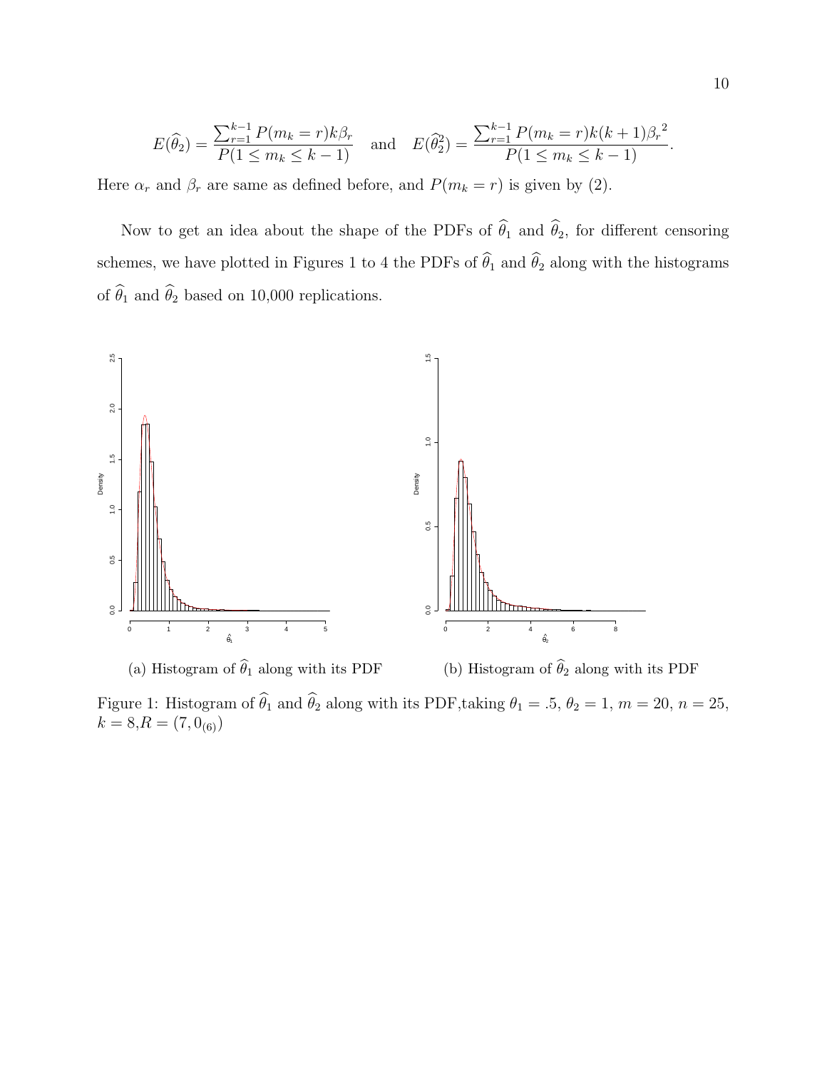$$E(\widehat{\theta}_2) = \frac{\sum_{r=1}^{k-1} P(m_k = r) k \beta_r}{P(1 \le m_k \le k-1)} \quad \text{and} \quad E(\widehat{\theta}_2^2) = \frac{\sum_{r=1}^{k-1} P(m_k = r) k(k+1) {\beta_r}^2}{P(1 \le m_k \le k-1)}.$$

Here $\alpha_r$ and $\beta_r$ are same as defined before, and $P(m_k = r)$ is given by (2).

Now to get an idea about the shape of the PDFs of $\widehat{\theta}_1$ and $\widehat{\theta}_2$, for different censoring schemes, we have plotted in Figures 1 to 4 the PDFs of $\widehat{\theta}_1$ and $\widehat{\theta}_2$ along with the histograms of $\widehat{\theta}_1$ and $\widehat{\theta}_2$ based on 10,000 replications.

(a) Histogram of $\widehat{\theta}_1$ along with its PDF

(b) Histogram of $\widehat{\theta}_2$ along with its PDF

Figure 1: Histogram of $\widehat{\theta}_1$ and $\widehat{\theta}_2$ along with its PDF,taking $\theta_1 = .5$, $\theta_2 = 1$, $m = 20$, $n = 25$, $k = 8$,$R = (7, 0_{(6)})$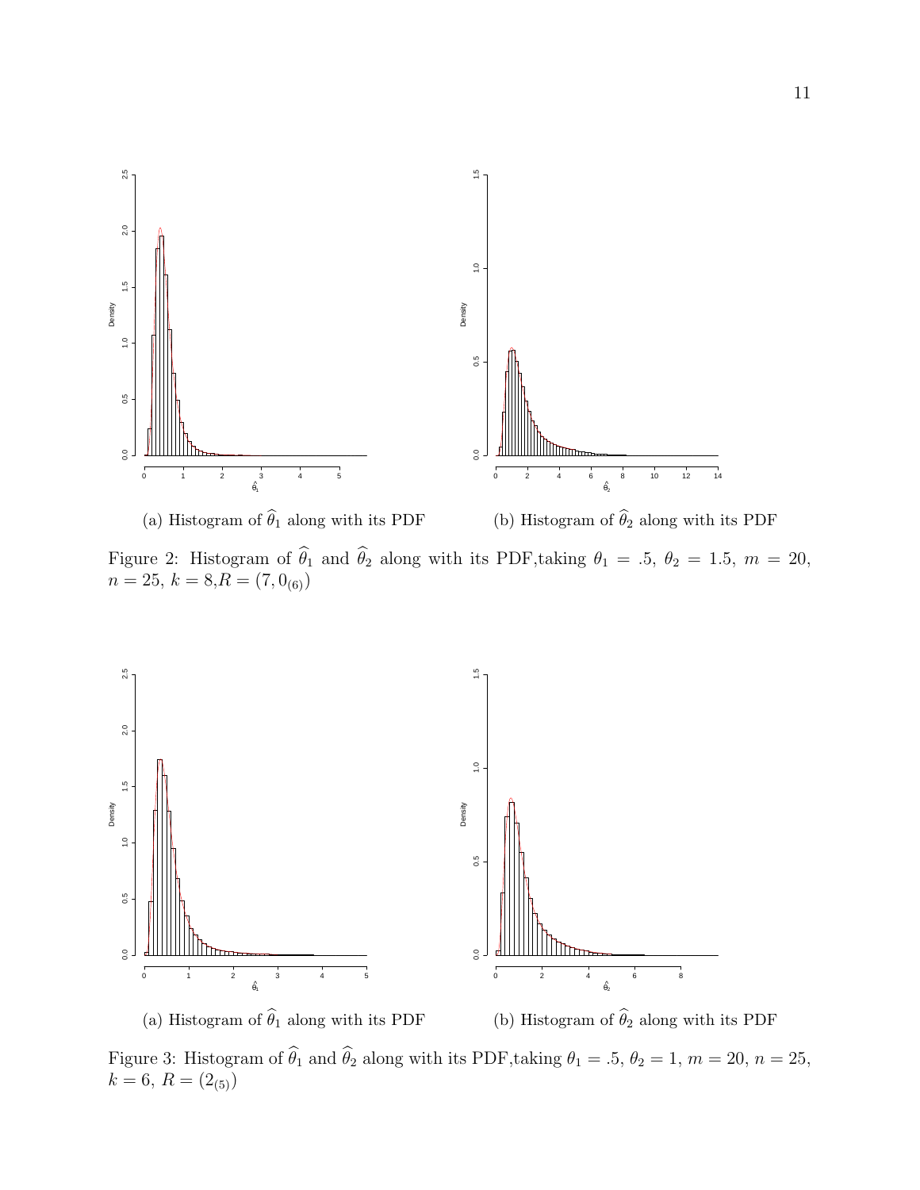(a) Histogram of $\widehat{\theta}_1$ along with its PDF

(b) Histogram of $\widehat{\theta}_2$ along with its PDF

Figure 2: Histogram of $\widehat{\theta}_1$ and $\widehat{\theta}_2$ along with its PDF,taking $\theta_1 = .5$, $\theta_2 = 1.5$, $m = 20$, $n = 25$, $k = 8$,$R = (7, 0_{(6)})$

(a) Histogram of $\widehat{\theta}_1$ along with its PDF

(b) Histogram of $\widehat{\theta}_2$ along with its PDF

Figure 3: Histogram of $\widehat{\theta}_1$ and $\widehat{\theta}_2$ along with its PDF,taking $\theta_1 = .5$, $\theta_2 = 1$, $m = 20$, $n = 25$, $k = 6$, $R = (2_{(5)})$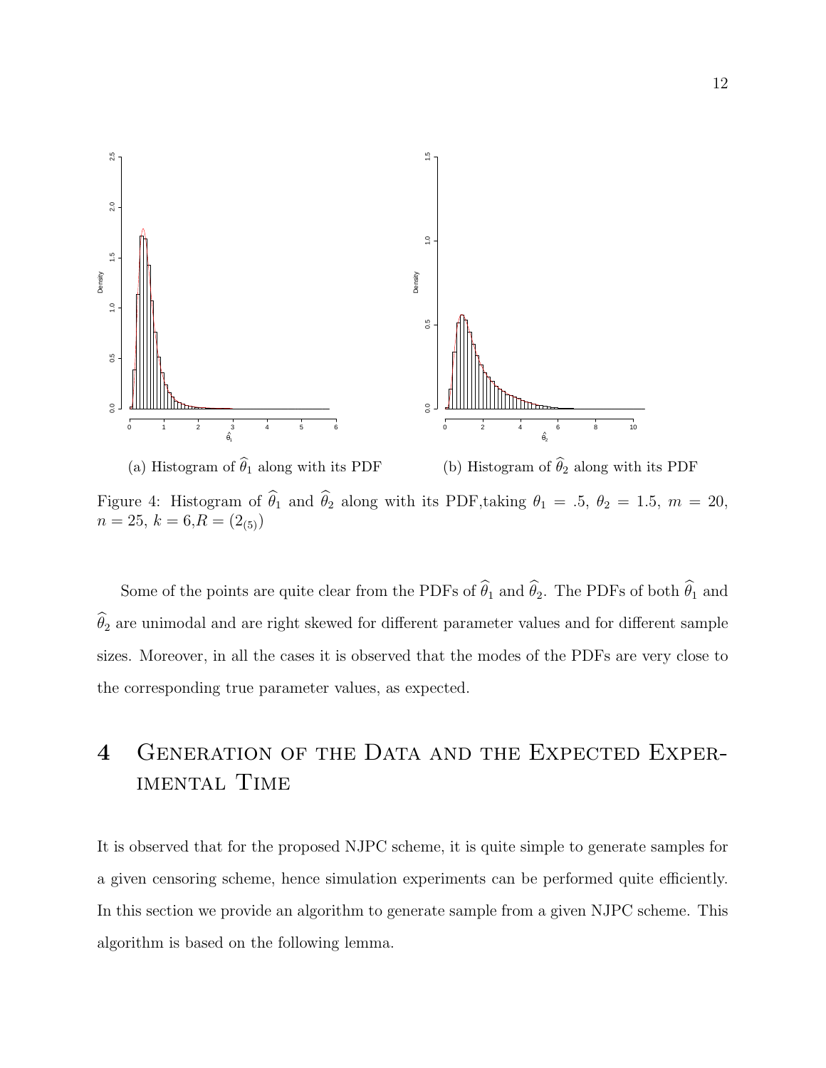(a) Histogram of $\widehat{\theta}_1$ along with its PDF

(b) Histogram of $\widehat{\theta}_2$ along with its PDF

Figure 4: Histogram of $\widehat{\theta}_1$ and $\widehat{\theta}_2$ along with its PDF,taking $\theta_1 = .5$, $\theta_2 = 1.5$, $m = 20$, $n = 25$, $k = 6$,$R = (2_{(5)})$

Some of the points are quite clear from the PDFs of $\widehat{\theta}_1$ and $\widehat{\theta}_2$. The PDFs of both $\widehat{\theta}_1$ and $\widehat{\theta}_2$ are unimodal and are right skewed for different parameter values and for different sample sizes. Moreover, in all the cases it is observed that the modes of the PDFs are very close to the corresponding true parameter values, as expected.

# 4 Generation of the Data and the Expected Experimental Time

It is observed that for the proposed NJPC scheme, it is quite simple to generate samples for a given censoring scheme, hence simulation experiments can be performed quite efficiently. In this section we provide an algorithm to generate sample from a given NJPC scheme. This algorithm is based on the following lemma.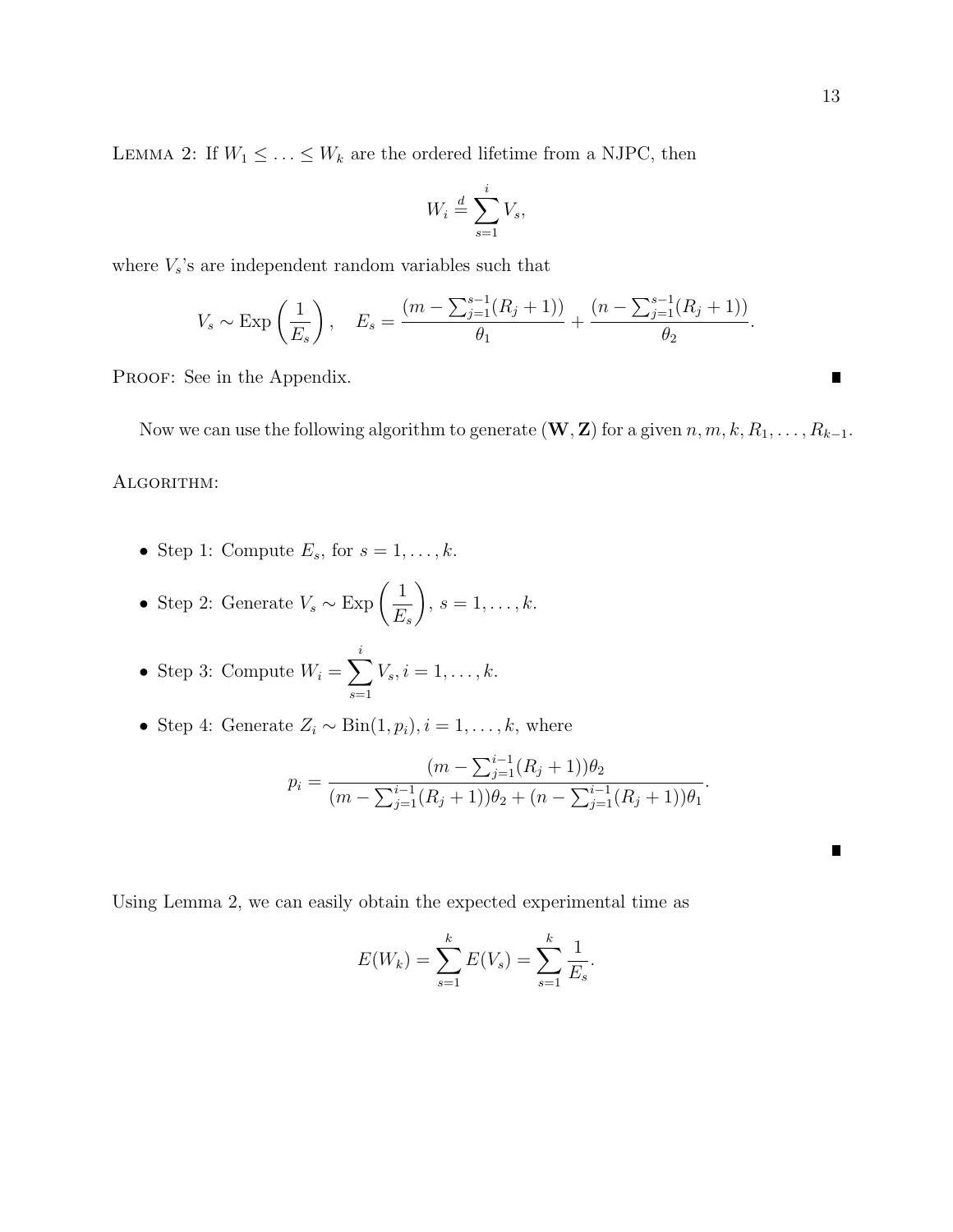Lemma 2: If $W_1 \leq \ldots \leq W_k$ are the ordered lifetime from a NJPC, then

$$W_i \stackrel{d}{=} \sum_{s=1}^{i} V_s,$$

where $V_s$'s are independent random variables such that

$$V_s \sim \text{Exp}\left(\frac{1}{E_s}\right), \quad E_s = \frac{(m - \sum_{j=1}^{s-1}(R_j+1))}{\theta_1} + \frac{(n - \sum_{j=1}^{s-1}(R_j+1))}{\theta_2}.$$

Proof: See in the Appendix. ∎

Now we can use the following algorithm to generate $(\mathbf{W}, \mathbf{Z})$ for a given $n, m, k, R_1, \ldots, R_{k-1}$.

Algorithm:

- Step 1: Compute $E_s$, for $s = 1, \ldots, k$.
- Step 2: Generate $V_s \sim \text{Exp}\left(\frac{1}{E_s}\right)$, $s = 1, \ldots, k$.
- Step 3: Compute $W_i = \sum_{s=1}^{i} V_s, i = 1, \ldots, k$.
- Step 4: Generate $Z_i \sim \text{Bin}(1, p_i), i = 1, \ldots, k$, where

$$p_i = \frac{(m - \sum_{j=1}^{i-1}(R_j+1))\theta_2}{(m - \sum_{j=1}^{i-1}(R_j+1))\theta_2 + (n - \sum_{j=1}^{i-1}(R_j+1))\theta_1}.$$

∎

Using Lemma 2, we can easily obtain the expected experimental time as

$$E(W_k) = \sum_{s=1}^{k} E(V_s) = \sum_{s=1}^{k} \frac{1}{E_s}.$$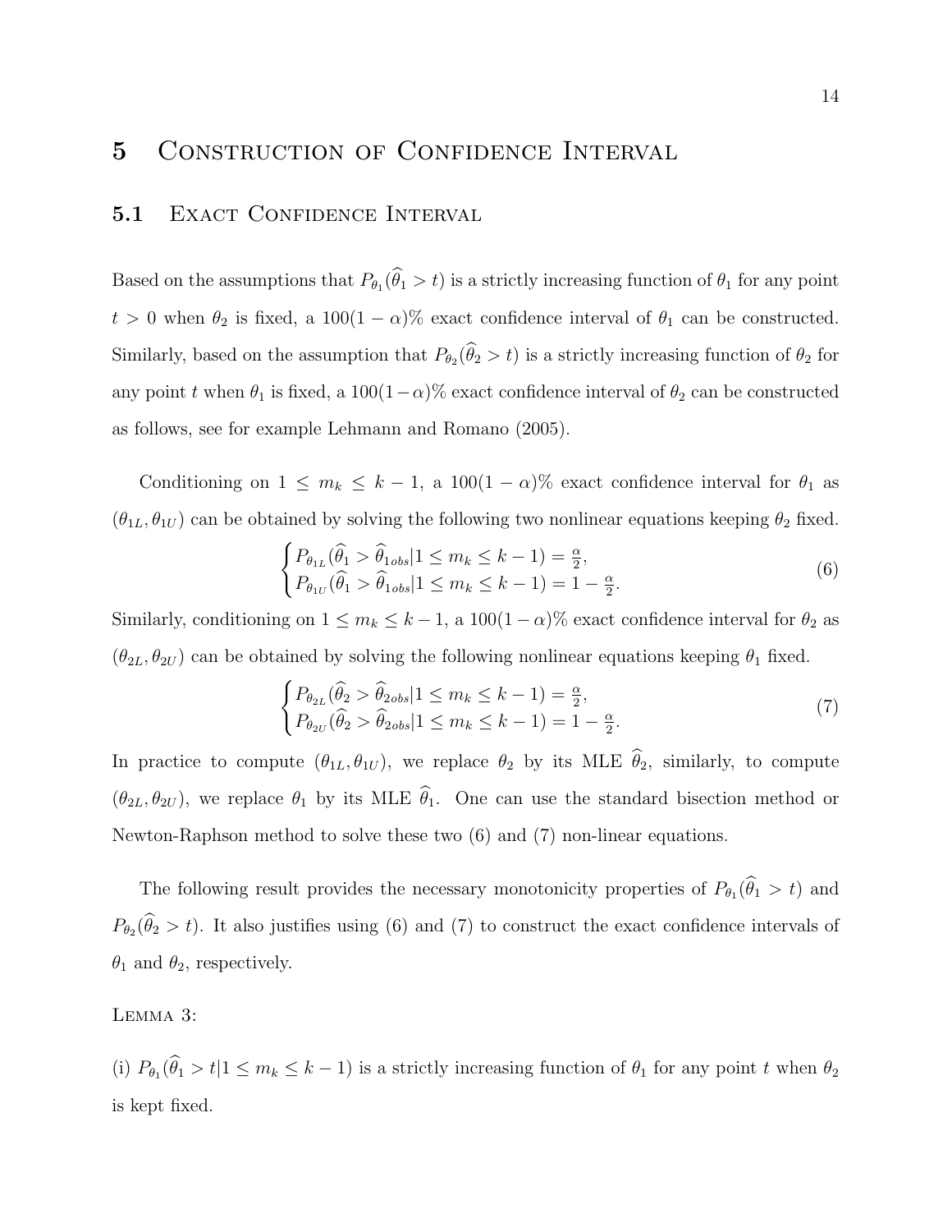# 5 Construction of Confidence Interval

## 5.1 Exact Confidence Interval

Based on the assumptions that $P_{\theta_1}(\widehat{\theta}_1 > t)$ is a strictly increasing function of $\theta_1$ for any point $t > 0$ when $\theta_2$ is fixed, a $100(1-\alpha)\%$ exact confidence interval of $\theta_1$ can be constructed. Similarly, based on the assumption that $P_{\theta_2}(\widehat{\theta}_2 > t)$ is a strictly increasing function of $\theta_2$ for any point $t$ when $\theta_1$ is fixed, a $100(1-\alpha)\%$ exact confidence interval of $\theta_2$ can be constructed as follows, see for example Lehmann and Romano (2005).

Conditioning on $1 \leq m_k \leq k-1$, a $100(1-\alpha)\%$ exact confidence interval for $\theta_1$ as $(\theta_{1L}, \theta_{1U})$ can be obtained by solving the following two nonlinear equations keeping $\theta_2$ fixed.

$$\begin{cases} P_{\theta_{1L}}(\widehat{\theta}_1 > \widehat{\theta}_{1obs} | 1 \leq m_k \leq k-1) = \frac{\alpha}{2}, \\ P_{\theta_{1U}}(\widehat{\theta}_1 > \widehat{\theta}_{1obs} | 1 \leq m_k \leq k-1) = 1 - \frac{\alpha}{2}. \end{cases} \tag{6}$$

Similarly, conditioning on $1 \leq m_k \leq k-1$, a $100(1-\alpha)\%$ exact confidence interval for $\theta_2$ as $(\theta_{2L}, \theta_{2U})$ can be obtained by solving the following nonlinear equations keeping $\theta_1$ fixed.

$$\begin{cases} P_{\theta_{2L}}(\widehat{\theta}_2 > \widehat{\theta}_{2obs} | 1 \leq m_k \leq k-1) = \frac{\alpha}{2}, \\ P_{\theta_{2U}}(\widehat{\theta}_2 > \widehat{\theta}_{2obs} | 1 \leq m_k \leq k-1) = 1 - \frac{\alpha}{2}. \end{cases} \tag{7}$$

In practice to compute $(\theta_{1L}, \theta_{1U})$, we replace $\theta_2$ by its MLE $\widehat{\theta}_2$, similarly, to compute $(\theta_{2L}, \theta_{2U})$, we replace $\theta_1$ by its MLE $\widehat{\theta}_1$. One can use the standard bisection method or Newton-Raphson method to solve these two (6) and (7) non-linear equations.

The following result provides the necessary monotonicity properties of $P_{\theta_1}(\widehat{\theta}_1 > t)$ and $P_{\theta_2}(\widehat{\theta}_2 > t)$. It also justifies using (6) and (7) to construct the exact confidence intervals of $\theta_1$ and $\theta_2$, respectively.

Lemma 3:

(i) $P_{\theta_1}(\widehat{\theta}_1 > t | 1 \leq m_k \leq k-1)$ is a strictly increasing function of $\theta_1$ for any point $t$ when $\theta_2$ is kept fixed.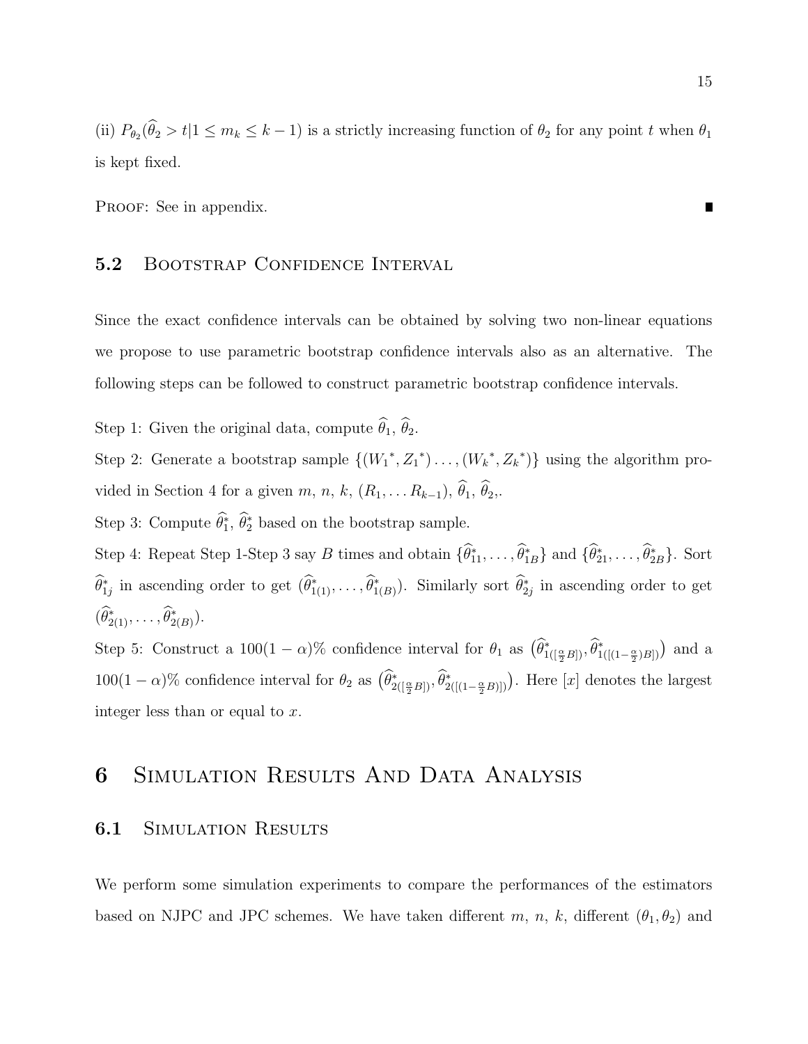(ii) $P_{\theta_2}(\widehat{\theta}_2 > t | 1 \leq m_k \leq k-1)$ is a strictly increasing function of $\theta_2$ for any point $t$ when $\theta_1$ is kept fixed.

Proof: See in appendix. ∎

## 5.2 Bootstrap Confidence Interval

Since the exact confidence intervals can be obtained by solving two non-linear equations we propose to use parametric bootstrap confidence intervals also as an alternative. The following steps can be followed to construct parametric bootstrap confidence intervals.

Step 1: Given the original data, compute $\widehat{\theta}_1$, $\widehat{\theta}_2$.

Step 2: Generate a bootstrap sample $\{(W_1{}^*, Z_1{}^*) \ldots, (W_k{}^*, Z_k{}^*)\}$ using the algorithm provided in Section 4 for a given $m$, $n$, $k$, $(R_1, \ldots R_{k-1})$, $\widehat{\theta}_1$, $\widehat{\theta}_2$,.

Step 3: Compute $\widehat{\theta}_1^*$, $\widehat{\theta}_2^*$ based on the bootstrap sample.

Step 4: Repeat Step 1-Step 3 say $B$ times and obtain $\{\widehat{\theta}_{11}^*, \ldots, \widehat{\theta}_{1B}^*\}$ and $\{\widehat{\theta}_{21}^*, \ldots, \widehat{\theta}_{2B}^*\}$. Sort $\widehat{\theta}_{1j}^*$ in ascending order to get $(\widehat{\theta}_{1(1)}^*, \ldots, \widehat{\theta}_{1(B)}^*)$. Similarly sort $\widehat{\theta}_{2j}^*$ in ascending order to get $(\widehat{\theta}_{2(1)}^*, \ldots, \widehat{\theta}_{2(B)}^*)$.

Step 5: Construct a $100(1-\alpha)\%$ confidence interval for $\theta_1$ as $\left(\widehat{\theta}_{1([\frac{\alpha}{2}B])}^*, \widehat{\theta}_{1([(1-\frac{\alpha}{2})B])}^*\right)$ and a $100(1-\alpha)\%$ confidence interval for $\theta_2$ as $\left(\widehat{\theta}_{2([\frac{\alpha}{2}B])}^*, \widehat{\theta}_{2([(1-\frac{\alpha}{2}B)])}^*\right)$. Here $[x]$ denotes the largest integer less than or equal to $x$.

# 6 Simulation Results And Data Analysis

## 6.1 Simulation Results

We perform some simulation experiments to compare the performances of the estimators based on NJPC and JPC schemes. We have taken different $m$, $n$, $k$, different $(\theta_1, \theta_2)$ and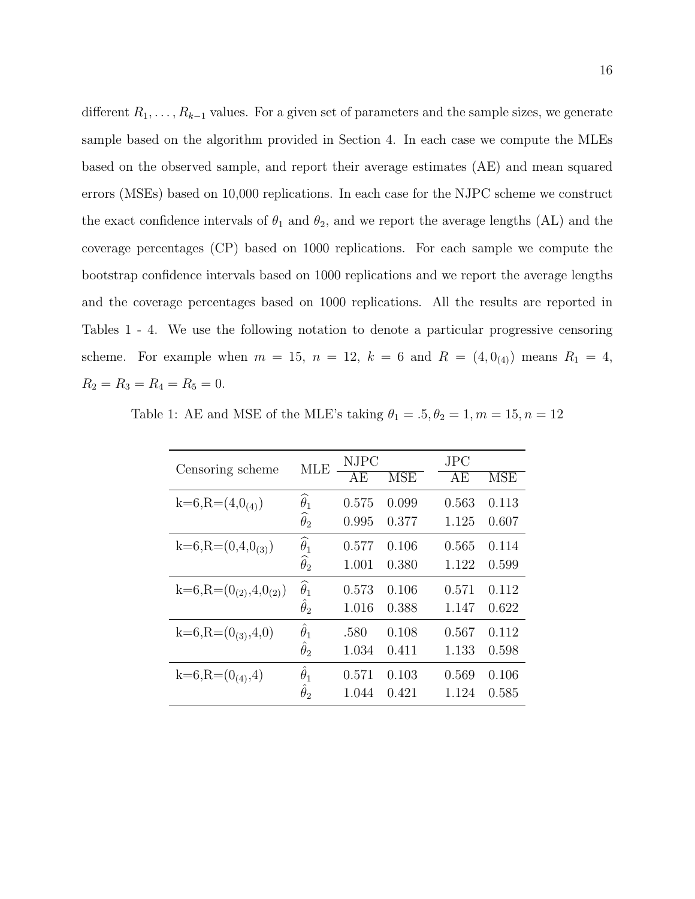different $R_1, \ldots, R_{k-1}$ values. For a given set of parameters and the sample sizes, we generate sample based on the algorithm provided in Section 4. In each case we compute the MLEs based on the observed sample, and report their average estimates (AE) and mean squared errors (MSEs) based on 10,000 replications. In each case for the NJPC scheme we construct the exact confidence intervals of $\theta_1$ and $\theta_2$, and we report the average lengths (AL) and the coverage percentages (CP) based on 1000 replications. For each sample we compute the bootstrap confidence intervals based on 1000 replications and we report the average lengths and the coverage percentages based on 1000 replications. All the results are reported in Tables 1 - 4. We use the following notation to denote a particular progressive censoring scheme. For example when $m = 15$, $n = 12$, $k = 6$ and $R = (4, 0_{(4)})$ means $R_1 = 4$, $R_2 = R_3 = R_4 = R_5 = 0$.

Table 1: AE and MSE of the MLE's taking $\theta_1 = .5, \theta_2 = 1, m = 15, n = 12$

| Censoring scheme | MLE | NJPC | | JPC | |
|---|---|---|---|---|---|
| | | AE | MSE | AE | MSE |
| k=6,R=$(4,0_{(4)})$ | $\widehat{\theta}_1$ | 0.575 | 0.099 | 0.563 | 0.113 |
| | $\widehat{\theta}_2$ | 0.995 | 0.377 | 1.125 | 0.607 |
| k=6,R=$(0,4,0_{(3)})$ | $\widehat{\theta}_1$ | 0.577 | 0.106 | 0.565 | 0.114 |
| | $\widehat{\theta}_2$ | 1.001 | 0.380 | 1.122 | 0.599 |
| k=6,R=$(0_{(2)},4,0_{(2)})$ | $\widehat{\theta}_1$ | 0.573 | 0.106 | 0.571 | 0.112 |
| | $\hat{\theta}_2$ | 1.016 | 0.388 | 1.147 | 0.622 |
| k=6,R=$(0_{(3)},4,0)$ | $\hat{\theta}_1$ | .580 | 0.108 | 0.567 | 0.112 |
| | $\hat{\theta}_2$ | 1.034 | 0.411 | 1.133 | 0.598 |
| k=6,R=$(0_{(4)},4)$ | $\hat{\theta}_1$ | 0.571 | 0.103 | 0.569 | 0.106 |
| | $\hat{\theta}_2$ | 1.044 | 0.421 | 1.124 | 0.585 |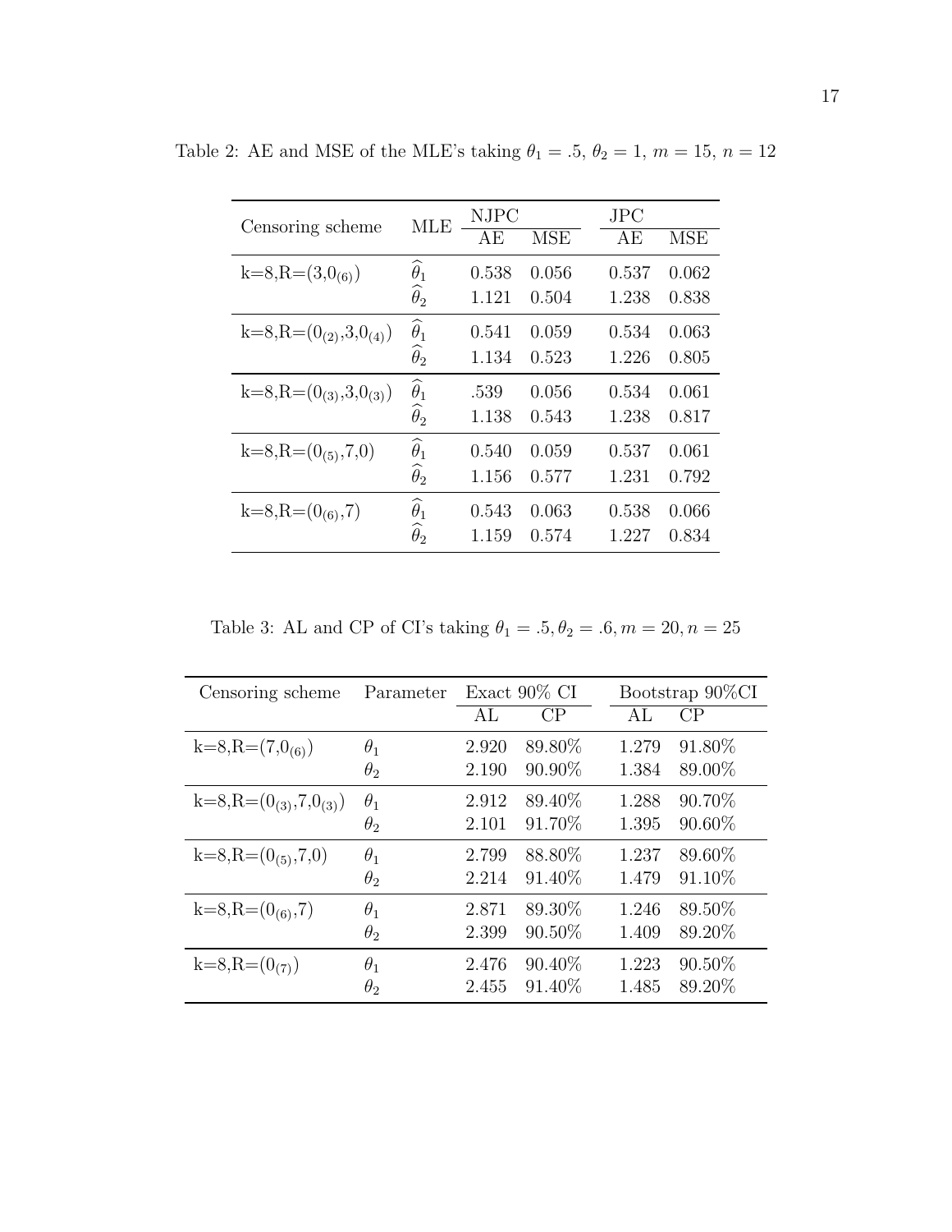Table 2: AE and MSE of the MLE's taking $\theta_1 = .5$, $\theta_2 = 1$, $m = 15$, $n = 12$

| Censoring scheme | MLE | NJPC | | JPC | |
|---|---|---|---|---|---|
| | | AE | MSE | AE | MSE |
| k=8,R=$(3,0_{(6)})$ | $\widehat{\theta}_1$ | 0.538 | 0.056 | 0.537 | 0.062 |
| | $\widehat{\theta}_2$ | 1.121 | 0.504 | 1.238 | 0.838 |
| k=8,R=$(0_{(2)},3,0_{(4)})$ | $\widehat{\theta}_1$ | 0.541 | 0.059 | 0.534 | 0.063 |
| | $\widehat{\theta}_2$ | 1.134 | 0.523 | 1.226 | 0.805 |
| k=8,R=$(0_{(3)},3,0_{(3)})$ | $\widehat{\theta}_1$ | .539 | 0.056 | 0.534 | 0.061 |
| | $\widehat{\theta}_2$ | 1.138 | 0.543 | 1.238 | 0.817 |
| k=8,R=$(0_{(5)},7,0)$ | $\widehat{\theta}_1$ | 0.540 | 0.059 | 0.537 | 0.061 |
| | $\widehat{\theta}_2$ | 1.156 | 0.577 | 1.231 | 0.792 |
| k=8,R=$(0_{(6)},7)$ | $\widehat{\theta}_1$ | 0.543 | 0.063 | 0.538 | 0.066 |
| | $\widehat{\theta}_2$ | 1.159 | 0.574 | 1.227 | 0.834 |

Table 3: AL and CP of CI's taking $\theta_1 = .5, \theta_2 = .6, m = 20, n = 25$

| Censoring scheme | Parameter | Exact 90% CI | | Bootstrap 90%CI | |
|---|---|---|---|---|---|
| | | AL | CP | AL | CP |
| k=8,R=$(7,0_{(6)})$ | $\theta_1$ | 2.920 | 89.80% | 1.279 | 91.80% |
| | $\theta_2$ | 2.190 | 90.90% | 1.384 | 89.00% |
| k=8,R=$(0_{(3)},7,0_{(3)})$ | $\theta_1$ | 2.912 | 89.40% | 1.288 | 90.70% |
| | $\theta_2$ | 2.101 | 91.70% | 1.395 | 90.60% |
| k=8,R=$(0_{(5)},7,0)$ | $\theta_1$ | 2.799 | 88.80% | 1.237 | 89.60% |
| | $\theta_2$ | 2.214 | 91.40% | 1.479 | 91.10% |
| k=8,R=$(0_{(6)},7)$ | $\theta_1$ | 2.871 | 89.30% | 1.246 | 89.50% |
| | $\theta_2$ | 2.399 | 90.50% | 1.409 | 89.20% |
| k=8,R=$(0_{(7)})$ | $\theta_1$ | 2.476 | 90.40% | 1.223 | 90.50% |
| | $\theta_2$ | 2.455 | 91.40% | 1.485 | 89.20% |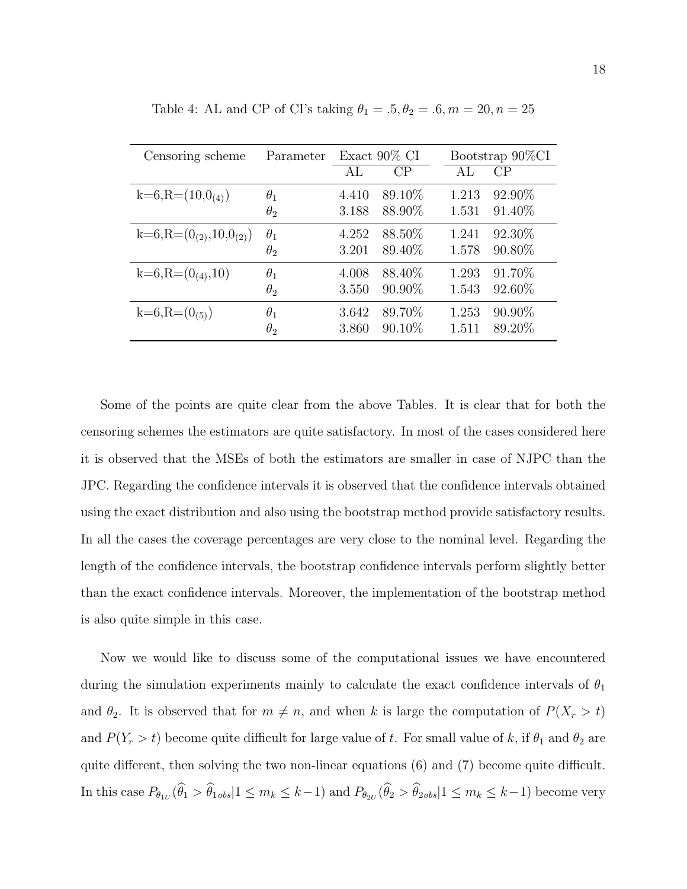Table 4: AL and CP of CI's taking $\theta_1 = .5, \theta_2 = .6, m = 20, n = 25$

| Censoring scheme | Parameter | Exact 90% CI | | Bootstrap 90%CI | |
|---|---|---|---|---|---|
| | | AL | CP | AL | CP |
| k=6,R=$(10,0_{(4)})$ | $\theta_1$ | 4.410 | 89.10% | 1.213 | 92.90% |
| | $\theta_2$ | 3.188 | 88.90% | 1.531 | 91.40% |
| k=6,R=$(0_{(2)},10,0_{(2)})$ | $\theta_1$ | 4.252 | 88.50% | 1.241 | 92.30% |
| | $\theta_2$ | 3.201 | 89.40% | 1.578 | 90.80% |
| k=6,R=$(0_{(4)},10)$ | $\theta_1$ | 4.008 | 88.40% | 1.293 | 91.70% |
| | $\theta_2$ | 3.550 | 90.90% | 1.543 | 92.60% |
| k=6,R=$(0_{(5)})$ | $\theta_1$ | 3.642 | 89.70% | 1.253 | 90.90% |
| | $\theta_2$ | 3.860 | 90.10% | 1.511 | 89.20% |

Some of the points are quite clear from the above Tables. It is clear that for both the censoring schemes the estimators are quite satisfactory. In most of the cases considered here it is observed that the MSEs of both the estimators are smaller in case of NJPC than the JPC. Regarding the confidence intervals it is observed that the confidence intervals obtained using the exact distribution and also using the bootstrap method provide satisfactory results. In all the cases the coverage percentages are very close to the nominal level. Regarding the length of the confidence intervals, the bootstrap confidence intervals perform slightly better than the exact confidence intervals. Moreover, the implementation of the bootstrap method is also quite simple in this case.

Now we would like to discuss some of the computational issues we have encountered during the simulation experiments mainly to calculate the exact confidence intervals of $\theta_1$ and $\theta_2$. It is observed that for $m \neq n$, and when $k$ is large the computation of $P(X_r > t)$ and $P(Y_r > t)$ become quite difficult for large value of $t$. For small value of $k$, if $\theta_1$ and $\theta_2$ are quite different, then solving the two non-linear equations (6) and (7) become quite difficult. In this case $P_{\theta_{1U}}(\widehat{\theta}_1 > \widehat{\theta}_{1obs} | 1 \leq m_k \leq k-1)$ and $P_{\theta_{2U}}(\widehat{\theta}_2 > \widehat{\theta}_{2obs} | 1 \leq m_k \leq k-1)$ become very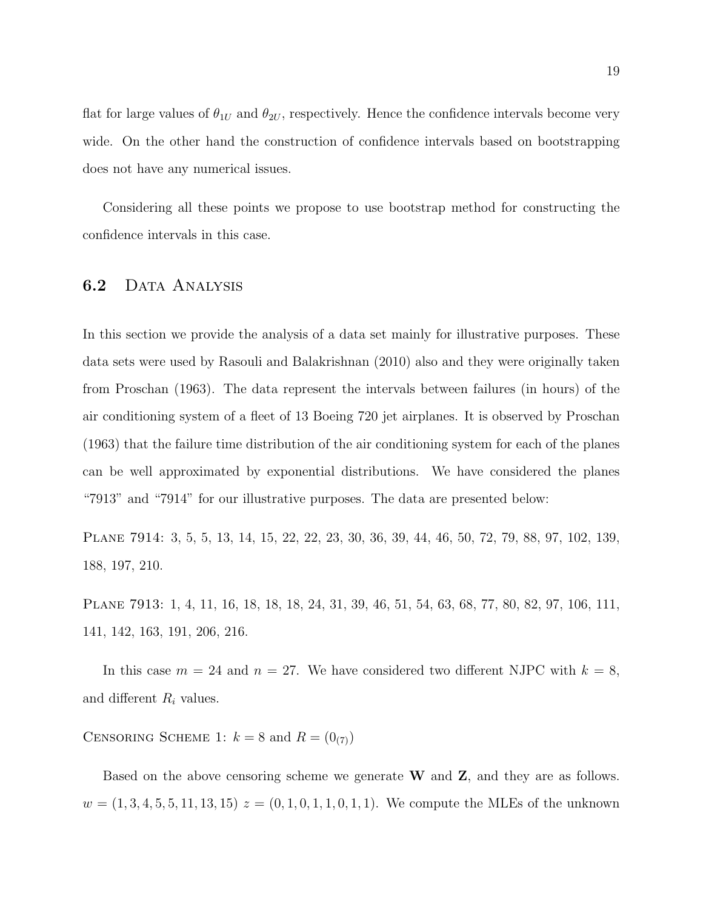flat for large values of $\theta_{1U}$ and $\theta_{2U}$, respectively. Hence the confidence intervals become very wide. On the other hand the construction of confidence intervals based on bootstrapping does not have any numerical issues.

Considering all these points we propose to use bootstrap method for constructing the confidence intervals in this case.

## 6.2 Data Analysis

In this section we provide the analysis of a data set mainly for illustrative purposes. These data sets were used by Rasouli and Balakrishnan (2010) also and they were originally taken from Proschan (1963). The data represent the intervals between failures (in hours) of the air conditioning system of a fleet of 13 Boeing 720 jet airplanes. It is observed by Proschan (1963) that the failure time distribution of the air conditioning system for each of the planes can be well approximated by exponential distributions. We have considered the planes "7913" and "7914" for our illustrative purposes. The data are presented below:

Plane 7914: 3, 5, 5, 13, 14, 15, 22, 22, 23, 30, 36, 39, 44, 46, 50, 72, 79, 88, 97, 102, 139, 188, 197, 210.

Plane 7913: 1, 4, 11, 16, 18, 18, 18, 24, 31, 39, 46, 51, 54, 63, 68, 77, 80, 82, 97, 106, 111, 141, 142, 163, 191, 206, 216.

In this case $m = 24$ and $n = 27$. We have considered two different NJPC with $k = 8$, and different $R_i$ values.

Censoring Scheme 1: $k = 8$ and $R = (0_{(7)})$

Based on the above censoring scheme we generate $\mathbf{W}$ and $\mathbf{Z}$, and they are as follows. $w = (1, 3, 4, 5, 5, 11, 13, 15)$ $z = (0, 1, 0, 1, 1, 0, 1, 1)$. We compute the MLEs of the unknown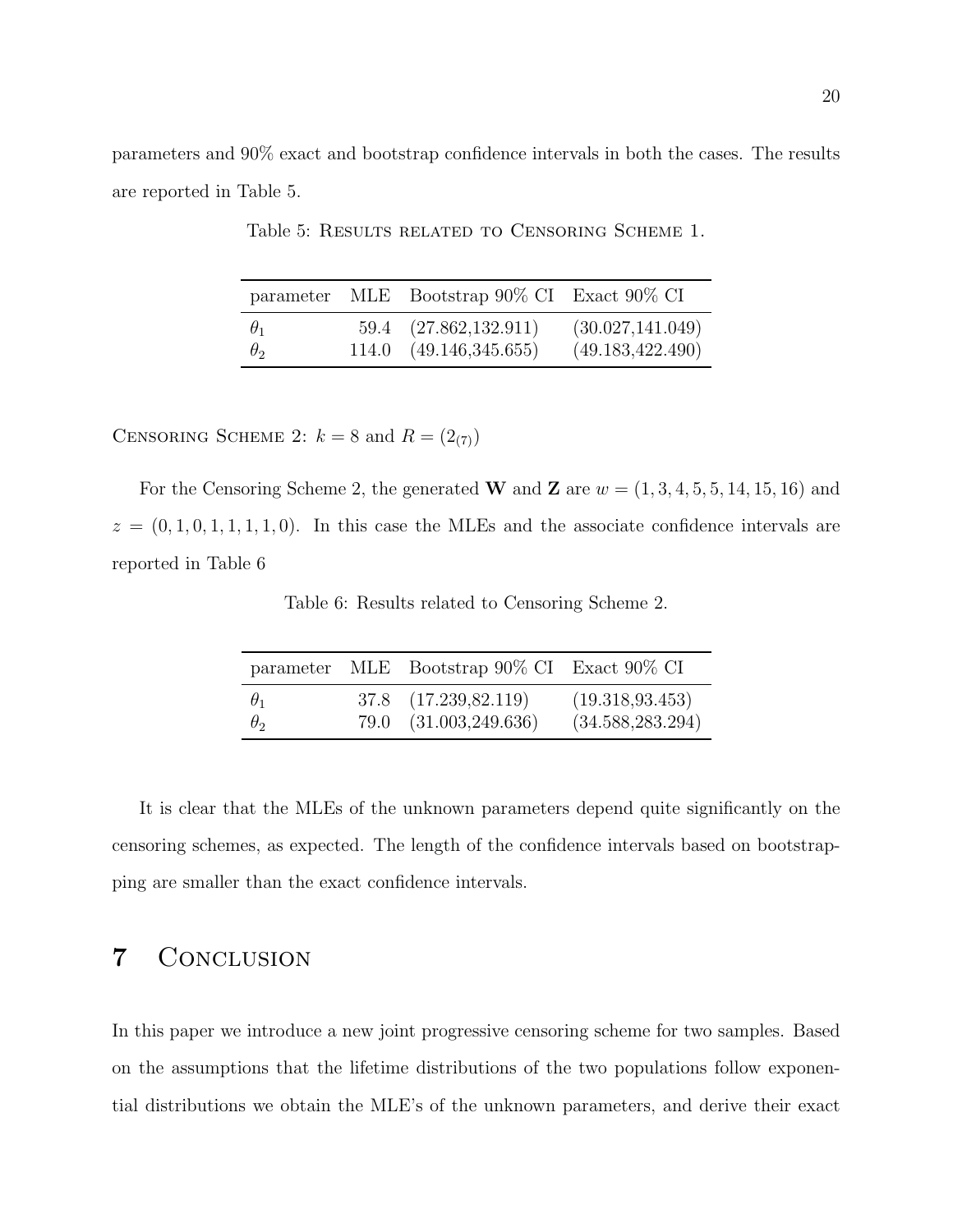parameters and 90% exact and bootstrap confidence intervals in both the cases. The results are reported in Table 5.

Table 5: Results related to Censoring Scheme 1.

| parameter | MLE | Bootstrap 90% CI | Exact 90% CI |
|---|---|---|---|
| $\theta_1$ | 59.4 | (27.862,132.911) | (30.027,141.049) |
| $\theta_2$ | 114.0 | (49.146,345.655) | (49.183,422.490) |

Censoring Scheme 2: $k = 8$ and $R = (2_{(7)})$

For the Censoring Scheme 2, the generated $\mathbf{W}$ and $\mathbf{Z}$ are $w = (1, 3, 4, 5, 5, 14, 15, 16)$ and $z = (0, 1, 0, 1, 1, 1, 1, 0)$. In this case the MLEs and the associate confidence intervals are reported in Table 6

Table 6: Results related to Censoring Scheme 2.

| parameter | MLE | Bootstrap 90% CI | Exact 90% CI |
|---|---|---|---|
| $\theta_1$ | 37.8 | (17.239,82.119) | (19.318,93.453) |
| $\theta_2$ | 79.0 | (31.003,249.636) | (34.588,283.294) |

It is clear that the MLEs of the unknown parameters depend quite significantly on the censoring schemes, as expected. The length of the confidence intervals based on bootstrapping are smaller than the exact confidence intervals.

# 7 Conclusion

In this paper we introduce a new joint progressive censoring scheme for two samples. Based on the assumptions that the lifetime distributions of the two populations follow exponential distributions we obtain the MLE's of the unknown parameters, and derive their exact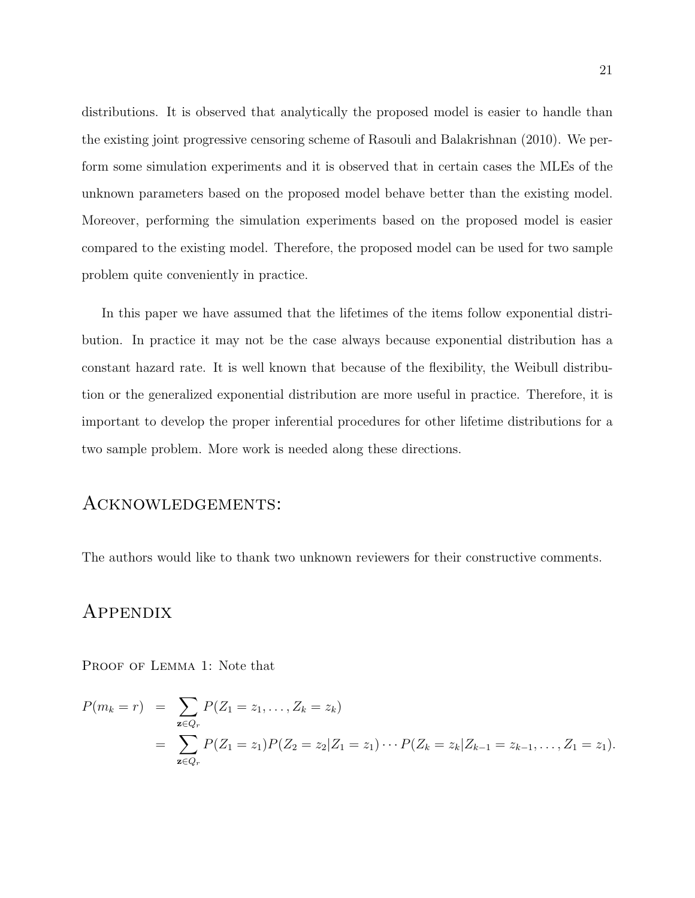distributions. It is observed that analytically the proposed model is easier to handle than the existing joint progressive censoring scheme of Rasouli and Balakrishnan (2010). We perform some simulation experiments and it is observed that in certain cases the MLEs of the unknown parameters based on the proposed model behave better than the existing model. Moreover, performing the simulation experiments based on the proposed model is easier compared to the existing model. Therefore, the proposed model can be used for two sample problem quite conveniently in practice.

In this paper we have assumed that the lifetimes of the items follow exponential distribution. In practice it may not be the case always because exponential distribution has a constant hazard rate. It is well known that because of the flexibility, the Weibull distribution or the generalized exponential distribution are more useful in practice. Therefore, it is important to develop the proper inferential procedures for other lifetime distributions for a two sample problem. More work is needed along these directions.

## Acknowledgements:

The authors would like to thank two unknown reviewers for their constructive comments.

## Appendix

Proof of Lemma 1: Note that

$$
\begin{aligned}
P(m_k = r) &= \sum_{\mathbf{z} \in Q_r} P(Z_1 = z_1, \ldots, Z_k = z_k) \\
&= \sum_{\mathbf{z} \in Q_r} P(Z_1 = z_1) P(Z_2 = z_2 | Z_1 = z_1) \cdots P(Z_k = z_k | Z_{k-1} = z_{k-1}, \ldots, Z_1 = z_1).
\end{aligned}
$$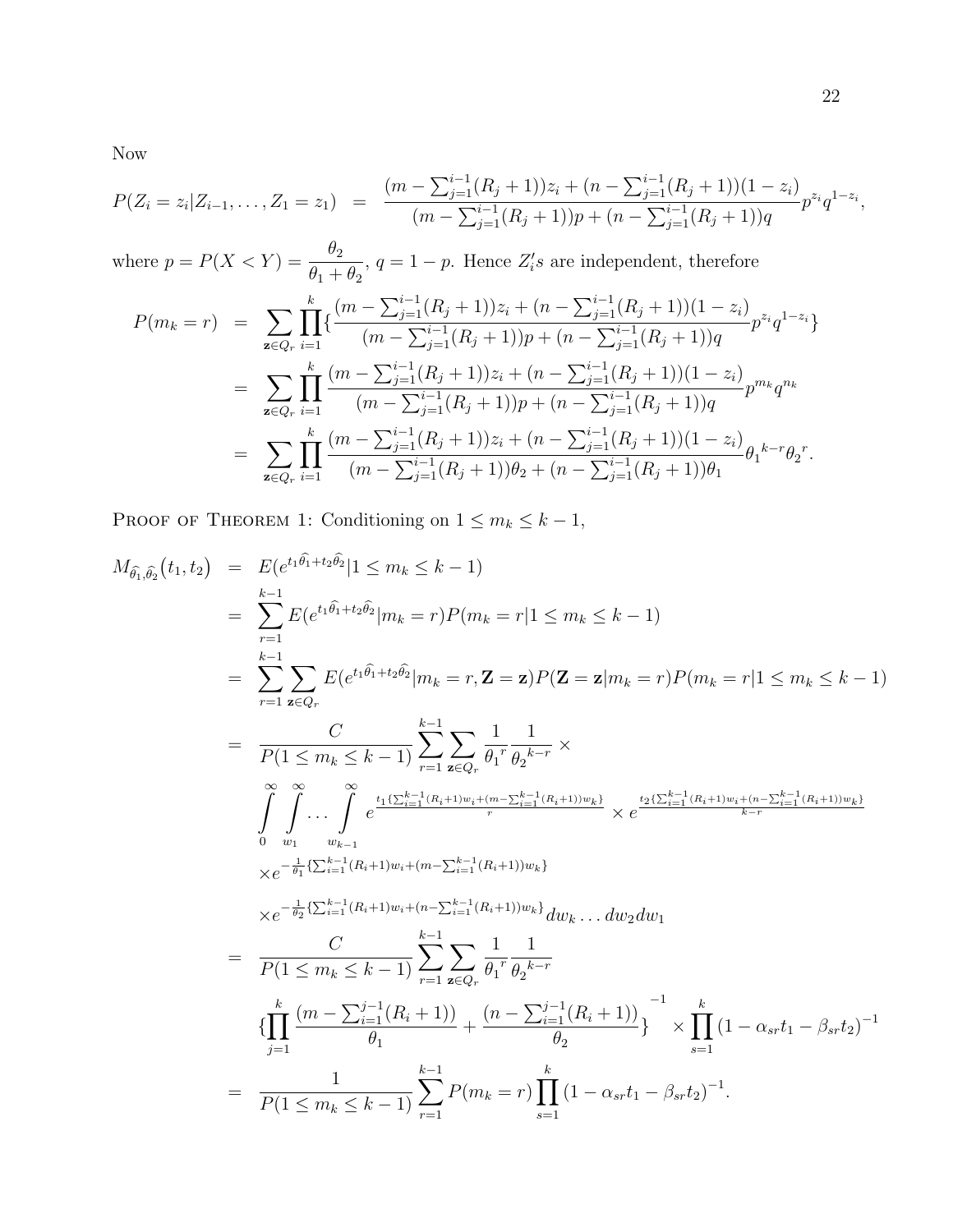Now

$$P(Z_i = z_i | Z_{i-1}, \ldots, Z_1 = z_1) = \frac{(m - \sum_{j=1}^{i-1}(R_j+1))z_i + (n - \sum_{j=1}^{i-1}(R_j+1))(1-z_i)}{(m - \sum_{j=1}^{i-1}(R_j+1))p + (n - \sum_{j=1}^{i-1}(R_j+1))q} p^{z_i} q^{1-z_i},$$

where $p = P(X < Y) = \dfrac{\theta_2}{\theta_1 + \theta_2}$, $q = 1 - p$. Hence $Z_i's$ are independent, therefore

$$\begin{aligned}
P(m_k = r) &= \sum_{\mathbf{z} \in Q_r} \prod_{i=1}^{k} \left\{ \frac{(m - \sum_{j=1}^{i-1}(R_j+1))z_i + (n - \sum_{j=1}^{i-1}(R_j+1))(1-z_i)}{(m - \sum_{j=1}^{i-1}(R_j+1))p + (n - \sum_{j=1}^{i-1}(R_j+1))q} p^{z_i} q^{1-z_i} \right\} \\
&= \sum_{\mathbf{z} \in Q_r} \prod_{i=1}^{k} \frac{(m - \sum_{j=1}^{i-1}(R_j+1))z_i + (n - \sum_{j=1}^{i-1}(R_j+1))(1-z_i)}{(m - \sum_{j=1}^{i-1}(R_j+1))p + (n - \sum_{j=1}^{i-1}(R_j+1))q} p^{m_k} q^{n_k} \\
&= \sum_{\mathbf{z} \in Q_r} \prod_{i=1}^{k} \frac{(m - \sum_{j=1}^{i-1}(R_j+1))z_i + (n - \sum_{j=1}^{i-1}(R_j+1))(1-z_i)}{(m - \sum_{j=1}^{i-1}(R_j+1))\theta_2 + (n - \sum_{j=1}^{i-1}(R_j+1))\theta_1} {\theta_1}^{k-r} {\theta_2}^{r}.
\end{aligned}$$

PROOF OF THEOREM 1: Conditioning on $1 \le m_k \le k-1$,

$$\begin{aligned}
M_{\widehat{\theta}_1, \widehat{\theta}_2}(t_1, t_2) &= E(e^{t_1 \widehat{\theta}_1 + t_2 \widehat{\theta}_2} | 1 \le m_k \le k-1) \\
&= \sum_{r=1}^{k-1} E(e^{t_1 \widehat{\theta}_1 + t_2 \widehat{\theta}_2} | m_k = r) P(m_k = r | 1 \le m_k \le k-1) \\
&= \sum_{r=1}^{k-1} \sum_{\mathbf{z} \in Q_r} E(e^{t_1 \widehat{\theta}_1 + t_2 \widehat{\theta}_2} | m_k = r, \mathbf{Z} = \mathbf{z}) P(\mathbf{Z} = \mathbf{z} | m_k = r) P(m_k = r | 1 \le m_k \le k-1) \\
&= \frac{C}{P(1 \le m_k \le k-1)} \sum_{r=1}^{k-1} \sum_{\mathbf{z} \in Q_r} \frac{1}{{\theta_1}^{r}} \frac{1}{{\theta_2}^{k-r}} \times \\
&\quad \int_0^{\infty} \int_{w_1}^{\infty} \cdots \int_{w_{k-1}}^{\infty} e^{\frac{t_1 \{\sum_{i=1}^{k-1}(R_i+1)w_i + (m - \sum_{i=1}^{k-1}(R_i+1))w_k\}}{r}} \times e^{\frac{t_2 \{\sum_{i=1}^{k-1}(R_i+1)w_i + (n - \sum_{i=1}^{k-1}(R_i+1))w_k\}}{k-r}} \\
&\quad \times e^{-\frac{1}{\theta_1}\{\sum_{i=1}^{k-1}(R_i+1)w_i + (m - \sum_{i=1}^{k-1}(R_i+1))w_k\}} \\
&\quad \times e^{-\frac{1}{\theta_2}\{\sum_{i=1}^{k-1}(R_i+1)w_i + (n - \sum_{i=1}^{k-1}(R_i+1))w_k\}} dw_k \ldots dw_2 dw_1 \\
&= \frac{C}{P(1 \le m_k \le k-1)} \sum_{r=1}^{k-1} \sum_{\mathbf{z} \in Q_r} \frac{1}{{\theta_1}^{r}} \frac{1}{{\theta_2}^{k-r}} \\
&\quad \left\{ \prod_{j=1}^{k} \frac{(m - \sum_{i=1}^{j-1}(R_i+1))}{\theta_1} + \frac{(n - \sum_{i=1}^{j-1}(R_i+1))}{\theta_2} \right\}^{-1} \times \prod_{s=1}^{k} (1 - \alpha_{sr} t_1 - \beta_{sr} t_2)^{-1} \\
&= \frac{1}{P(1 \le m_k \le k-1)} \sum_{r=1}^{k-1} P(m_k = r) \prod_{s=1}^{k} (1 - \alpha_{sr} t_1 - \beta_{sr} t_2)^{-1}.
\end{aligned}$$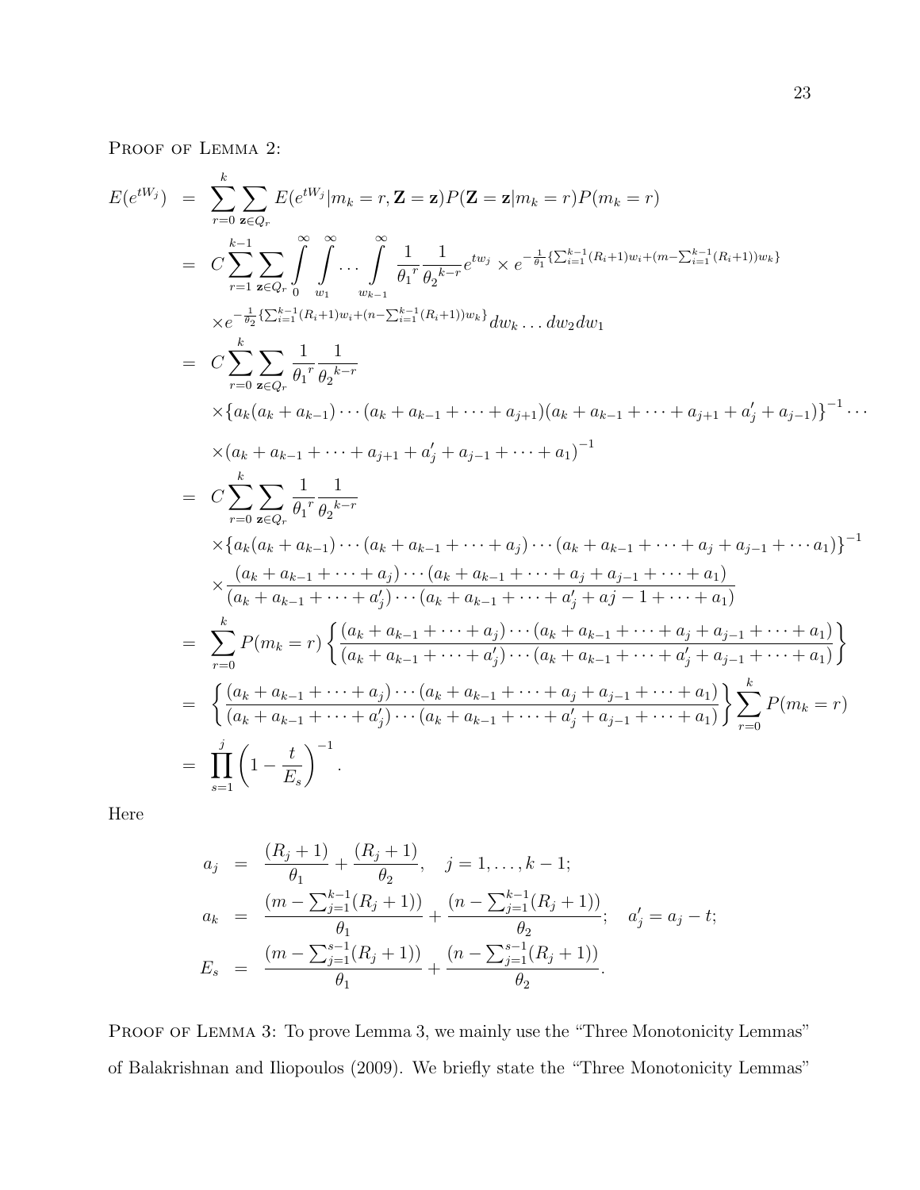PROOF OF LEMMA 2:

$$
\begin{aligned}
E(e^{tW_j}) &= \sum_{r=0}^{k} \sum_{\mathbf{z}\in Q_r} E(e^{tW_j}|m_k=r,\mathbf{Z}=\mathbf{z})P(\mathbf{Z}=\mathbf{z}|m_k=r)P(m_k=r) \\
&= C\sum_{r=1}^{k-1}\sum_{\mathbf{z}\in Q_r} \int_0^{\infty}\int_{w_1}^{\infty}\cdots\int_{w_{k-1}}^{\infty} \frac{1}{{\theta_1}^r}\frac{1}{{\theta_2}^{k-r}} e^{tw_j} \times e^{-\frac{1}{\theta_1}\{\sum_{i=1}^{k-1}(R_i+1)w_i+(m-\sum_{i=1}^{k-1}(R_i+1))w_k\}} \\
&\quad \times e^{-\frac{1}{\theta_2}\{\sum_{i=1}^{k-1}(R_i+1)w_i+(n-\sum_{i=1}^{k-1}(R_i+1))w_k\}} dw_k \ldots dw_2 dw_1 \\
&= C\sum_{r=0}^{k}\sum_{\mathbf{z}\in Q_r} \frac{1}{{\theta_1}^r}\frac{1}{{\theta_2}^{k-r}} \\
&\quad \times \{a_k(a_k+a_{k-1})\cdots(a_k+a_{k-1}+\cdots+a_{j+1})(a_k+a_{k-1}+\cdots+a_{j+1}+a_j'+a_{j-1})\}^{-1}\cdots \\
&\quad \times (a_k+a_{k-1}+\cdots+a_{j+1}+a_j'+a_{j-1}+\cdots+a_1)^{-1} \\
&= C\sum_{r=0}^{k}\sum_{\mathbf{z}\in Q_r} \frac{1}{{\theta_1}^r}\frac{1}{{\theta_2}^{k-r}} \\
&\quad \times \{a_k(a_k+a_{k-1})\cdots(a_k+a_{k-1}+\cdots+a_j)\cdots(a_k+a_{k-1}+\cdots+a_j+a_{j-1}+\cdots a_1)\}^{-1} \\
&\quad \times \frac{(a_k+a_{k-1}+\cdots+a_j)\cdots(a_k+a_{k-1}+\cdots+a_j+a_{j-1}+\cdots+a_1)}{(a_k+a_{k-1}+\cdots+a_j')\cdots(a_k+a_{k-1}+\cdots+a_j'+aj-1+\cdots+a_1)} \\
&= \sum_{r=0}^{k} P(m_k=r)\left\{\frac{(a_k+a_{k-1}+\cdots+a_j)\cdots(a_k+a_{k-1}+\cdots+a_j+a_{j-1}+\cdots+a_1)}{(a_k+a_{k-1}+\cdots+a_j')\cdots(a_k+a_{k-1}+\cdots+a_j'+a_{j-1}+\cdots+a_1)}\right\} \\
&= \left\{\frac{(a_k+a_{k-1}+\cdots+a_j)\cdots(a_k+a_{k-1}+\cdots+a_j+a_{j-1}+\cdots+a_1)}{(a_k+a_{k-1}+\cdots+a_j')\cdots(a_k+a_{k-1}+\cdots+a_j'+a_{j-1}+\cdots+a_1)}\right\}\sum_{r=0}^{k} P(m_k=r) \\
&= \prod_{s=1}^{j}\left(1-\frac{t}{E_s}\right)^{-1}.
\end{aligned}
$$

Here

$$
\begin{aligned}
a_j &= \frac{(R_j+1)}{\theta_1}+\frac{(R_j+1)}{\theta_2}, \quad j=1,\ldots,k-1; \\
a_k &= \frac{(m-\sum_{j=1}^{k-1}(R_j+1))}{\theta_1}+\frac{(n-\sum_{j=1}^{k-1}(R_j+1))}{\theta_2}; \quad a_j'=a_j-t; \\
E_s &= \frac{(m-\sum_{j=1}^{s-1}(R_j+1))}{\theta_1}+\frac{(n-\sum_{j=1}^{s-1}(R_j+1))}{\theta_2}.
\end{aligned}
$$

PROOF OF LEMMA 3: To prove Lemma 3, we mainly use the "Three Monotonicity Lemmas" of Balakrishnan and Iliopoulos (2009). We briefly state the "Three Monotonicity Lemmas"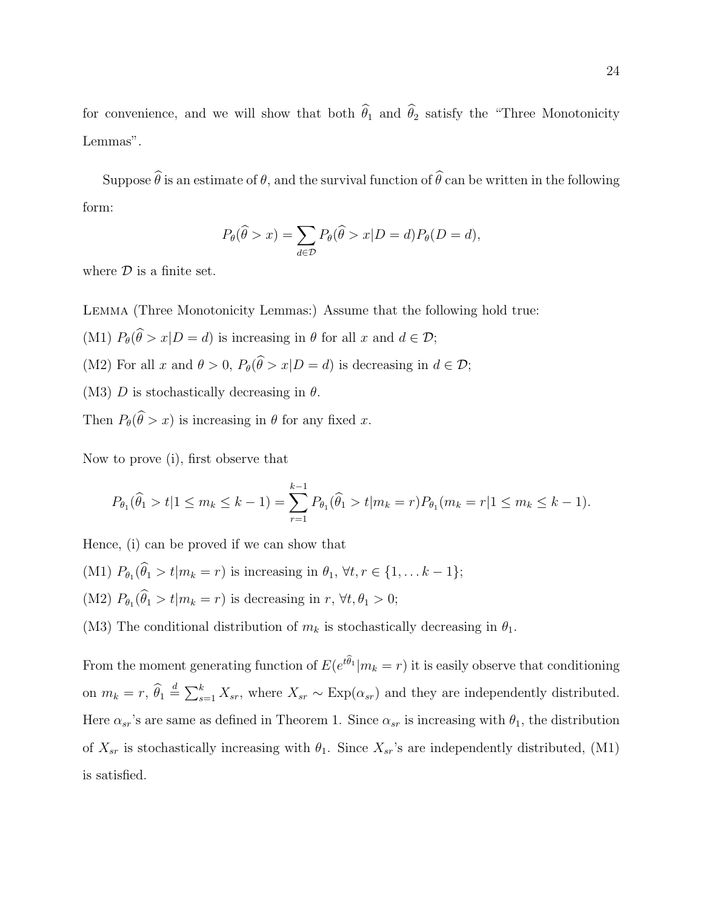for convenience, and we will show that both $\widehat{\theta}_1$ and $\widehat{\theta}_2$ satisfy the "Three Monotonicity Lemmas".

Suppose $\widehat{\theta}$ is an estimate of $\theta$, and the survival function of $\widehat{\theta}$ can be written in the following form:

$$P_\theta(\widehat{\theta} > x) = \sum_{d \in \mathcal{D}} P_\theta(\widehat{\theta} > x | D = d) P_\theta(D = d),$$

where $\mathcal{D}$ is a finite set.

Lemma (Three Monotonicity Lemmas:) Assume that the following hold true:

(M1) $P_\theta(\widehat{\theta} > x | D = d)$ is increasing in $\theta$ for all $x$ and $d \in \mathcal{D}$;

(M2) For all $x$ and $\theta > 0$, $P_\theta(\widehat{\theta} > x | D = d)$ is decreasing in $d \in \mathcal{D}$;

(M3) $D$ is stochastically decreasing in $\theta$.

Then $P_\theta(\widehat{\theta} > x)$ is increasing in $\theta$ for any fixed $x$.

Now to prove (i), first observe that

$$P_{\theta_1}(\widehat{\theta}_1 > t | 1 \leq m_k \leq k-1) = \sum_{r=1}^{k-1} P_{\theta_1}(\widehat{\theta}_1 > t | m_k = r) P_{\theta_1}(m_k = r | 1 \leq m_k \leq k-1).$$

Hence, (i) can be proved if we can show that

(M1) $P_{\theta_1}(\widehat{\theta}_1 > t | m_k = r)$ is increasing in $\theta_1$, $\forall t, r \in \{1, \ldots k-1\}$;

(M2) $P_{\theta_1}(\widehat{\theta}_1 > t | m_k = r)$ is decreasing in $r$, $\forall t, \theta_1 > 0$;

(M3) The conditional distribution of $m_k$ is stochastically decreasing in $\theta_1$.

From the moment generating function of $E(e^{t\widehat{\theta}_1} | m_k = r)$ it is easily observe that conditioning on $m_k = r$, $\widehat{\theta}_1 \stackrel{d}{=} \sum_{s=1}^{k} X_{sr}$, where $X_{sr} \sim \text{Exp}(\alpha_{sr})$ and they are independently distributed. Here $\alpha_{sr}$'s are same as defined in Theorem 1. Since $\alpha_{sr}$ is increasing with $\theta_1$, the distribution of $X_{sr}$ is stochastically increasing with $\theta_1$. Since $X_{sr}$'s are independently distributed, (M1) is satisfied.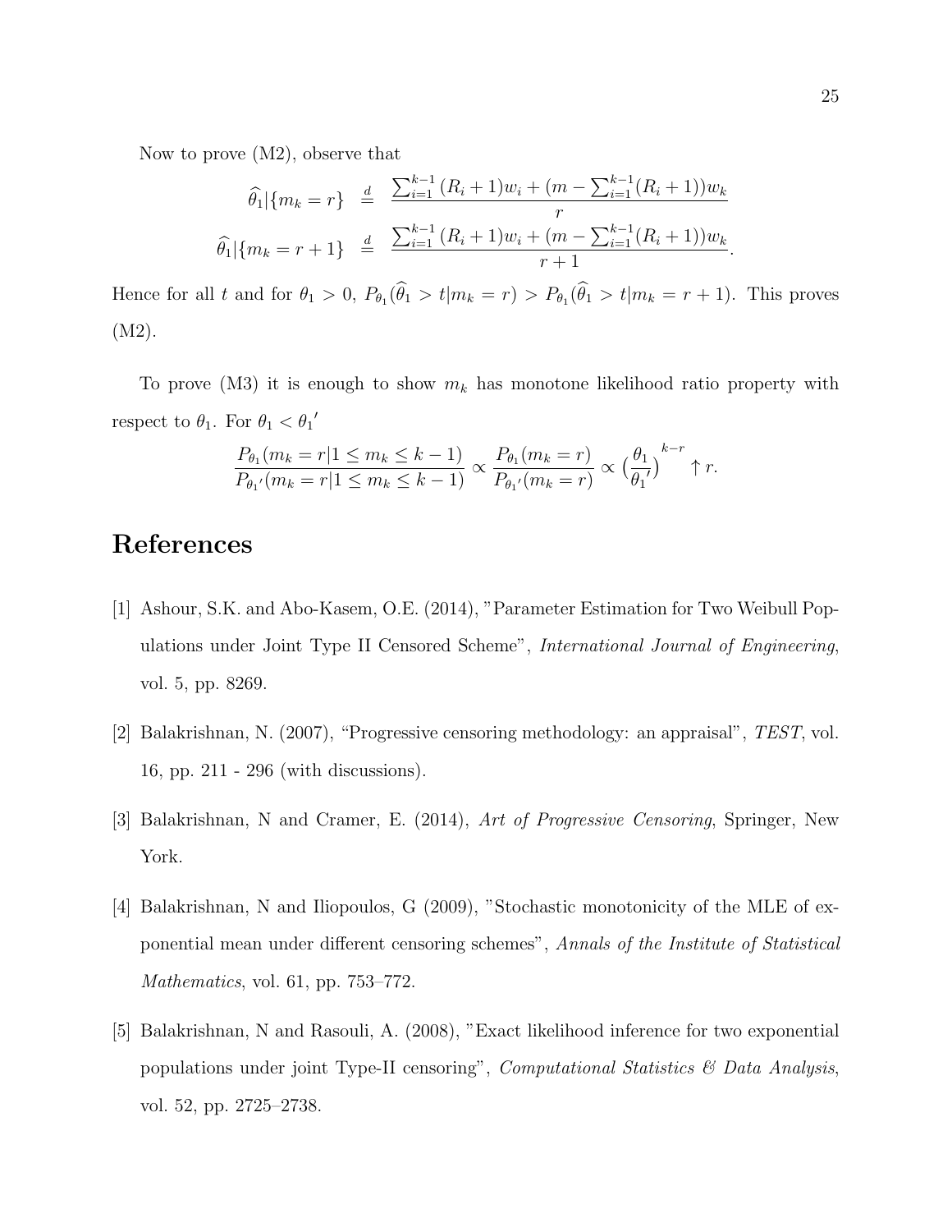Now to prove (M2), observe that

$$
\begin{aligned}
\widehat{\theta}_1|\{m_k = r\} &\stackrel{d}{=} \frac{\sum_{i=1}^{k-1}(R_i+1)w_i + (m - \sum_{i=1}^{k-1}(R_i+1))w_k}{r} \\
\widehat{\theta}_1|\{m_k = r+1\} &\stackrel{d}{=} \frac{\sum_{i=1}^{k-1}(R_i+1)w_i + (m - \sum_{i=1}^{k-1}(R_i+1))w_k}{r+1}.
\end{aligned}
$$

Hence for all $t$ and for $\theta_1 > 0$, $P_{\theta_1}(\widehat{\theta}_1 > t|m_k = r) > P_{\theta_1}(\widehat{\theta}_1 > t|m_k = r+1)$. This proves (M2).

To prove (M3) it is enough to show $m_k$ has monotone likelihood ratio property with respect to $\theta_1$. For $\theta_1 < {\theta_1}'$

$$
\frac{P_{\theta_1}(m_k = r|1 \le m_k \le k-1)}{P_{{\theta_1}'}(m_k = r|1 \le m_k \le k-1)} \propto \frac{P_{\theta_1}(m_k = r)}{P_{{\theta_1}'}(m_k = r)} \propto \big(\frac{\theta_1}{{\theta_1}'}\big)^{k-r} \uparrow r.
$$

# References

[1] Ashour, S.K. and Abo-Kasem, O.E. (2014), "Parameter Estimation for Two Weibull Populations under Joint Type II Censored Scheme", *International Journal of Engineering*, vol. 5, pp. 8269.

[2] Balakrishnan, N. (2007), "Progressive censoring methodology: an appraisal", *TEST*, vol. 16, pp. 211 - 296 (with discussions).

[3] Balakrishnan, N and Cramer, E. (2014), *Art of Progressive Censoring*, Springer, New York.

[4] Balakrishnan, N and Iliopoulos, G (2009), "Stochastic monotonicity of the MLE of exponential mean under different censoring schemes", *Annals of the Institute of Statistical Mathematics*, vol. 61, pp. 753–772.

[5] Balakrishnan, N and Rasouli, A. (2008), "Exact likelihood inference for two exponential populations under joint Type-II censoring", *Computational Statistics & Data Analysis*, vol. 52, pp. 2725–2738.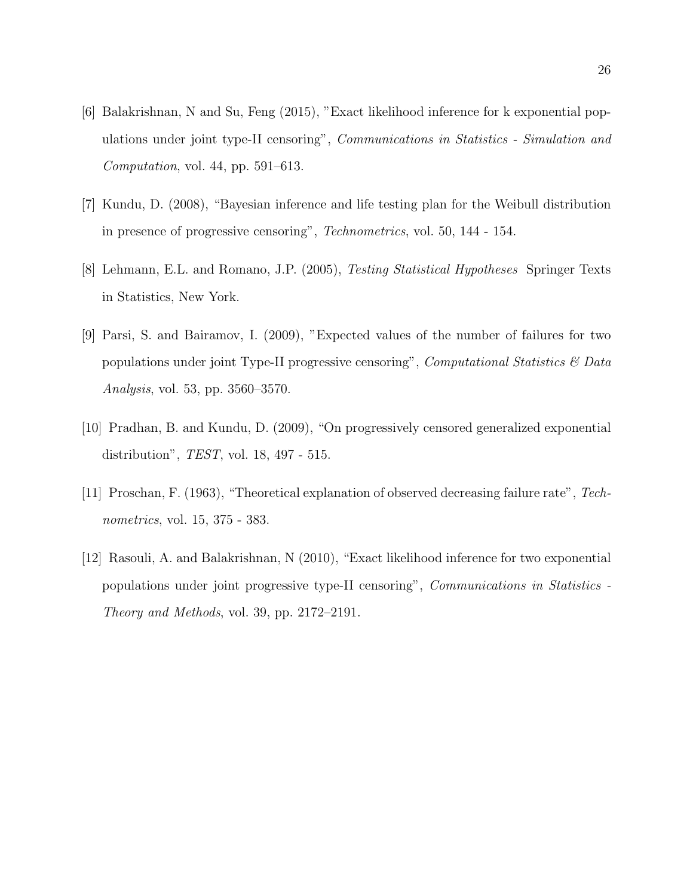[6] Balakrishnan, N and Su, Feng (2015), "Exact likelihood inference for k exponential populations under joint type-II censoring", *Communications in Statistics - Simulation and Computation*, vol. 44, pp. 591–613.

[7] Kundu, D. (2008), "Bayesian inference and life testing plan for the Weibull distribution in presence of progressive censoring", *Technometrics*, vol. 50, 144 - 154.

[8] Lehmann, E.L. and Romano, J.P. (2005), *Testing Statistical Hypotheses* Springer Texts in Statistics, New York.

[9] Parsi, S. and Bairamov, I. (2009), "Expected values of the number of failures for two populations under joint Type-II progressive censoring", *Computational Statistics & Data Analysis*, vol. 53, pp. 3560–3570.

[10] Pradhan, B. and Kundu, D. (2009), "On progressively censored generalized exponential distribution", *TEST*, vol. 18, 497 - 515.

[11] Proschan, F. (1963), "Theoretical explanation of observed decreasing failure rate", *Technometrics*, vol. 15, 375 - 383.

[12] Rasouli, A. and Balakrishnan, N (2010), "Exact likelihood inference for two exponential populations under joint progressive type-II censoring", *Communications in Statistics - Theory and Methods*, vol. 39, pp. 2172–2191.